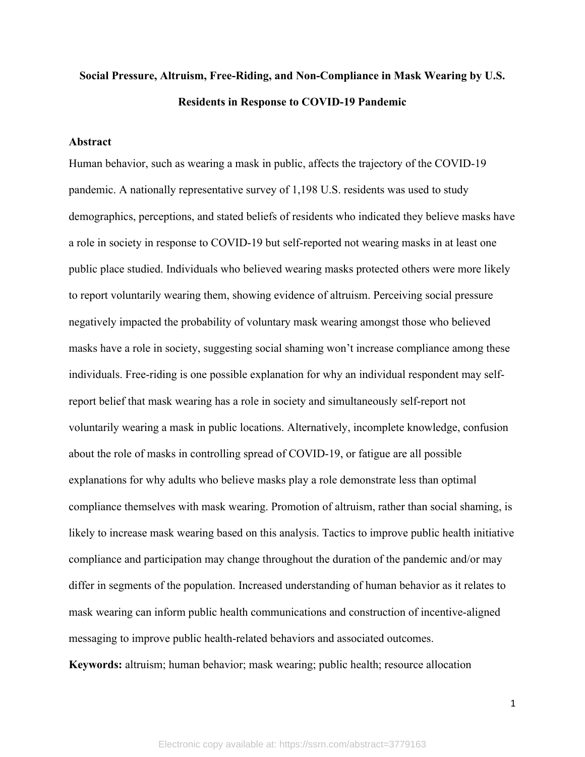# Social Pressure, Altruism, Free-Riding, and Non-Compliance in Mask Wearing by U.S. Residents in Response to COVID-19 Pandemic

## Abstract

Human behavior, such as wearing a mask in public, affects the trajectory of the COVID-19 pandemic. A nationally representative survey of 1,198 U.S. residents was used to study demographics, perceptions, and stated beliefs of residents who indicated they believe masks have a role in society in response to COVID-19 but self-reported not wearing masks in at least one public place studied. Individuals who believed wearing masks protected others were more likely to report voluntarily wearing them, showing evidence of altruism. Perceiving social pressure negatively impacted the probability of voluntary mask wearing amongst those who believed masks have a role in society, suggesting social shaming won't increase compliance among these individuals. Free-riding is one possible explanation for why an individual respondent may self-report belief that mask wearing has a role in society and simultaneously self-report not voluntarily wearing a mask in public locations. Alternatively, incomplete knowledge, confusion about the role of masks in controlling spread of COVID-19, or fatigue are all possible explanations for why adults who believe masks play a role demonstrate less than optimal compliance themselves with mask wearing. Promotion of altruism, rather than social shaming, is likely to increase mask wearing based on this analysis. Tactics to improve public health initiative compliance and participation may change throughout the duration of the pandemic and/or may differ in segments of the population. Increased understanding of human behavior as it relates to mask wearing can inform public health communications and construction of incentive-aligned messaging to improve public health-related behaviors and associated outcomes.

**Keywords:** altruism; human behavior; mask wearing; public health; resource allocation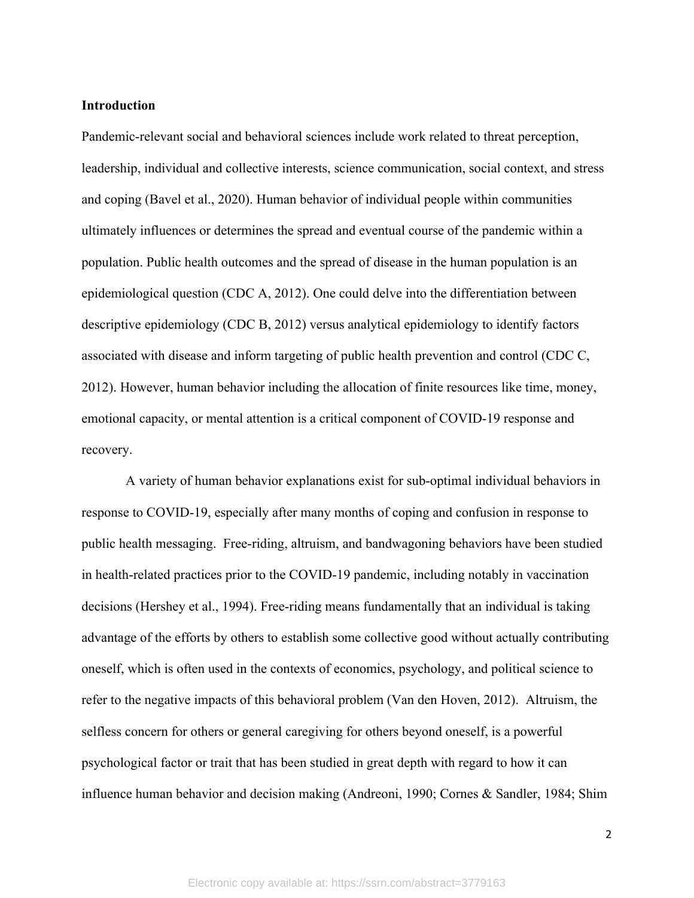## Introduction

Pandemic-relevant social and behavioral sciences include work related to threat perception, leadership, individual and collective interests, science communication, social context, and stress and coping (Bavel et al., 2020). Human behavior of individual people within communities ultimately influences or determines the spread and eventual course of the pandemic within a population. Public health outcomes and the spread of disease in the human population is an epidemiological question (CDC A, 2012). One could delve into the differentiation between descriptive epidemiology (CDC B, 2012) versus analytical epidemiology to identify factors associated with disease and inform targeting of public health prevention and control (CDC C, 2012). However, human behavior including the allocation of finite resources like time, money, emotional capacity, or mental attention is a critical component of COVID-19 response and recovery.

A variety of human behavior explanations exist for sub-optimal individual behaviors in response to COVID-19, especially after many months of coping and confusion in response to public health messaging. Free-riding, altruism, and bandwagoning behaviors have been studied in health-related practices prior to the COVID-19 pandemic, including notably in vaccination decisions (Hershey et al., 1994). Free-riding means fundamentally that an individual is taking advantage of the efforts by others to establish some collective good without actually contributing oneself, which is often used in the contexts of economics, psychology, and political science to refer to the negative impacts of this behavioral problem (Van den Hoven, 2012). Altruism, the selfless concern for others or general caregiving for others beyond oneself, is a powerful psychological factor or trait that has been studied in great depth with regard to how it can influence human behavior and decision making (Andreoni, 1990; Cornes & Sandler, 1984; Shim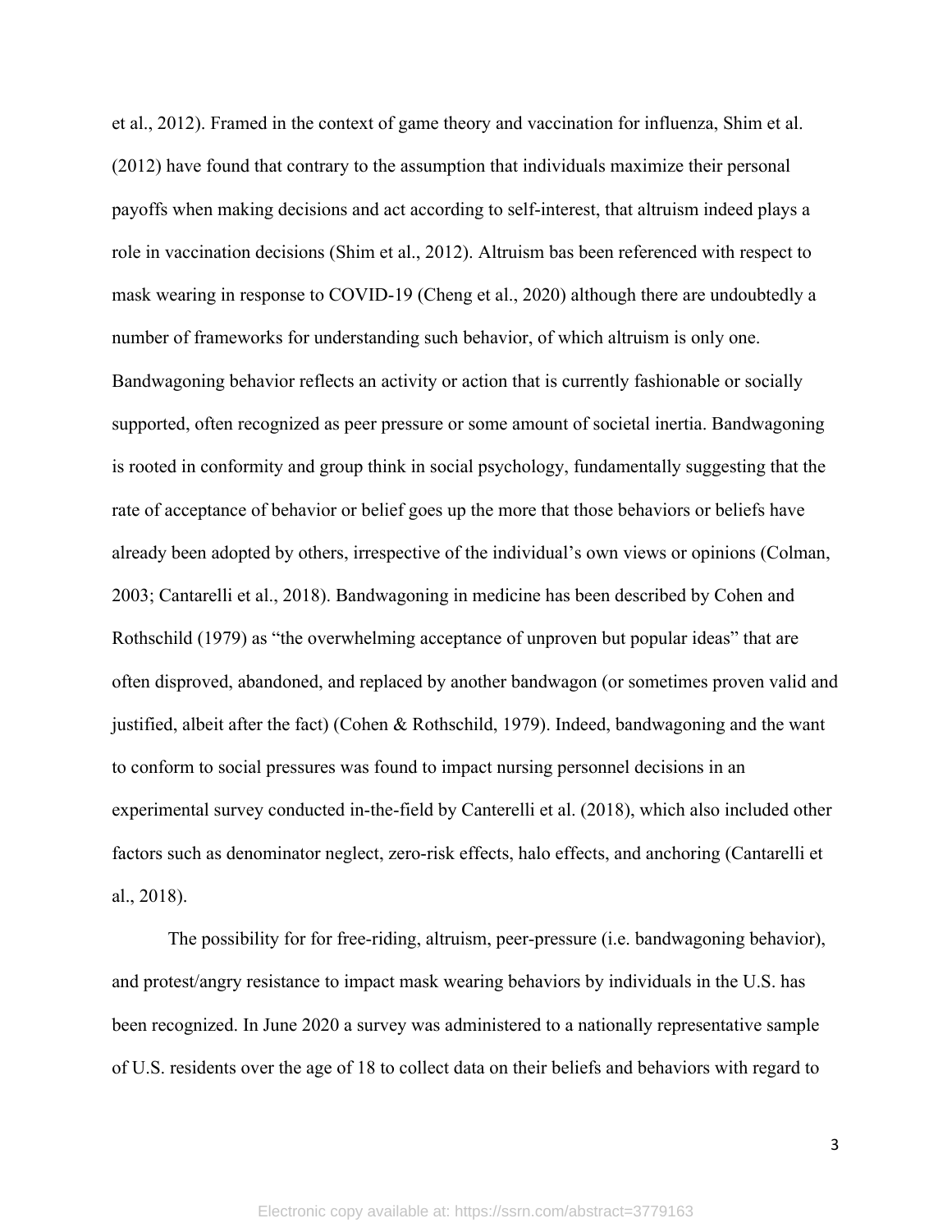et al., 2012). Framed in the context of game theory and vaccination for influenza, Shim et al. (2012) have found that contrary to the assumption that individuals maximize their personal payoffs when making decisions and act according to self-interest, that altruism indeed plays a role in vaccination decisions (Shim et al., 2012). Altruism bas been referenced with respect to mask wearing in response to COVID-19 (Cheng et al., 2020) although there are undoubtedly a number of frameworks for understanding such behavior, of which altruism is only one. Bandwagoning behavior reflects an activity or action that is currently fashionable or socially supported, often recognized as peer pressure or some amount of societal inertia. Bandwagoning is rooted in conformity and group think in social psychology, fundamentally suggesting that the rate of acceptance of behavior or belief goes up the more that those behaviors or beliefs have already been adopted by others, irrespective of the individual's own views or opinions (Colman, 2003; Cantarelli et al., 2018). Bandwagoning in medicine has been described by Cohen and Rothschild (1979) as "the overwhelming acceptance of unproven but popular ideas" that are often disproved, abandoned, and replaced by another bandwagon (or sometimes proven valid and justified, albeit after the fact) (Cohen & Rothschild, 1979). Indeed, bandwagoning and the want to conform to social pressures was found to impact nursing personnel decisions in an experimental survey conducted in-the-field by Canterelli et al. (2018), which also included other factors such as denominator neglect, zero-risk effects, halo effects, and anchoring (Cantarelli et al., 2018).

The possibility for for free-riding, altruism, peer-pressure (i.e. bandwagoning behavior), and protest/angry resistance to impact mask wearing behaviors by individuals in the U.S. has been recognized. In June 2020 a survey was administered to a nationally representative sample of U.S. residents over the age of 18 to collect data on their beliefs and behaviors with regard to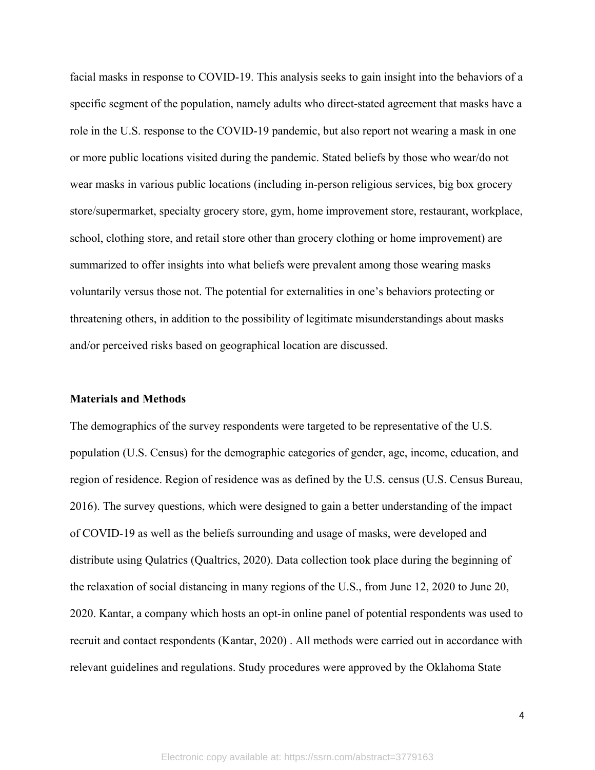facial masks in response to COVID-19. This analysis seeks to gain insight into the behaviors of a specific segment of the population, namely adults who direct-stated agreement that masks have a role in the U.S. response to the COVID-19 pandemic, but also report not wearing a mask in one or more public locations visited during the pandemic. Stated beliefs by those who wear/do not wear masks in various public locations (including in-person religious services, big box grocery store/supermarket, specialty grocery store, gym, home improvement store, restaurant, workplace, school, clothing store, and retail store other than grocery clothing or home improvement) are summarized to offer insights into what beliefs were prevalent among those wearing masks voluntarily versus those not. The potential for externalities in one's behaviors protecting or threatening others, in addition to the possibility of legitimate misunderstandings about masks and/or perceived risks based on geographical location are discussed.

## Materials and Methods

The demographics of the survey respondents were targeted to be representative of the U.S. population (U.S. Census) for the demographic categories of gender, age, income, education, and region of residence. Region of residence was as defined by the U.S. census (U.S. Census Bureau, 2016). The survey questions, which were designed to gain a better understanding of the impact of COVID-19 as well as the beliefs surrounding and usage of masks, were developed and distribute using Qulatrics (Qualtrics, 2020). Data collection took place during the beginning of the relaxation of social distancing in many regions of the U.S., from June 12, 2020 to June 20, 2020. Kantar, a company which hosts an opt-in online panel of potential respondents was used to recruit and contact respondents (Kantar, 2020) . All methods were carried out in accordance with relevant guidelines and regulations. Study procedures were approved by the Oklahoma State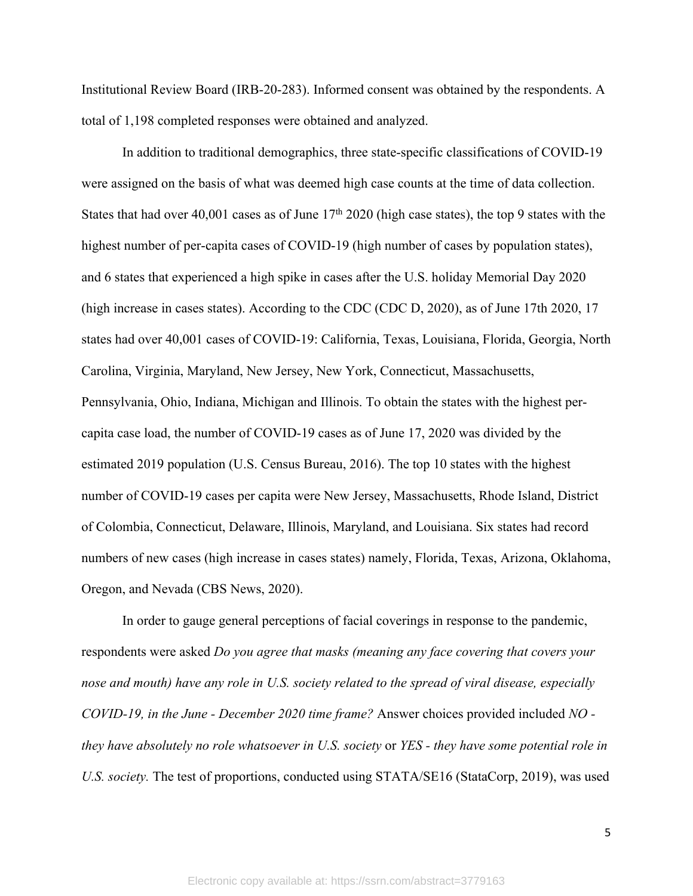Institutional Review Board (IRB-20-283). Informed consent was obtained by the respondents. A total of 1,198 completed responses were obtained and analyzed.

In addition to traditional demographics, three state-specific classifications of COVID-19 were assigned on the basis of what was deemed high case counts at the time of data collection. States that had over 40,001 cases as of June 17th 2020 (high case states), the top 9 states with the highest number of per-capita cases of COVID-19 (high number of cases by population states), and 6 states that experienced a high spike in cases after the U.S. holiday Memorial Day 2020 (high increase in cases states). According to the CDC (CDC D, 2020), as of June 17th 2020, 17 states had over 40,001 cases of COVID-19: California, Texas, Louisiana, Florida, Georgia, North Carolina, Virginia, Maryland, New Jersey, New York, Connecticut, Massachusetts, Pennsylvania, Ohio, Indiana, Michigan and Illinois. To obtain the states with the highest per-capita case load, the number of COVID-19 cases as of June 17, 2020 was divided by the estimated 2019 population (U.S. Census Bureau, 2016). The top 10 states with the highest number of COVID-19 cases per capita were New Jersey, Massachusetts, Rhode Island, District of Colombia, Connecticut, Delaware, Illinois, Maryland, and Louisiana. Six states had record numbers of new cases (high increase in cases states) namely, Florida, Texas, Arizona, Oklahoma, Oregon, and Nevada (CBS News, 2020).

In order to gauge general perceptions of facial coverings in response to the pandemic, respondents were asked *Do you agree that masks (meaning any face covering that covers your nose and mouth) have any role in U.S. society related to the spread of viral disease, especially COVID-19, in the June - December 2020 time frame?* Answer choices provided included *NO - they have absolutely no role whatsoever in U.S. society* or *YES - they have some potential role in U.S. society.* The test of proportions, conducted using STATA/SE16 (StataCorp, 2019), was used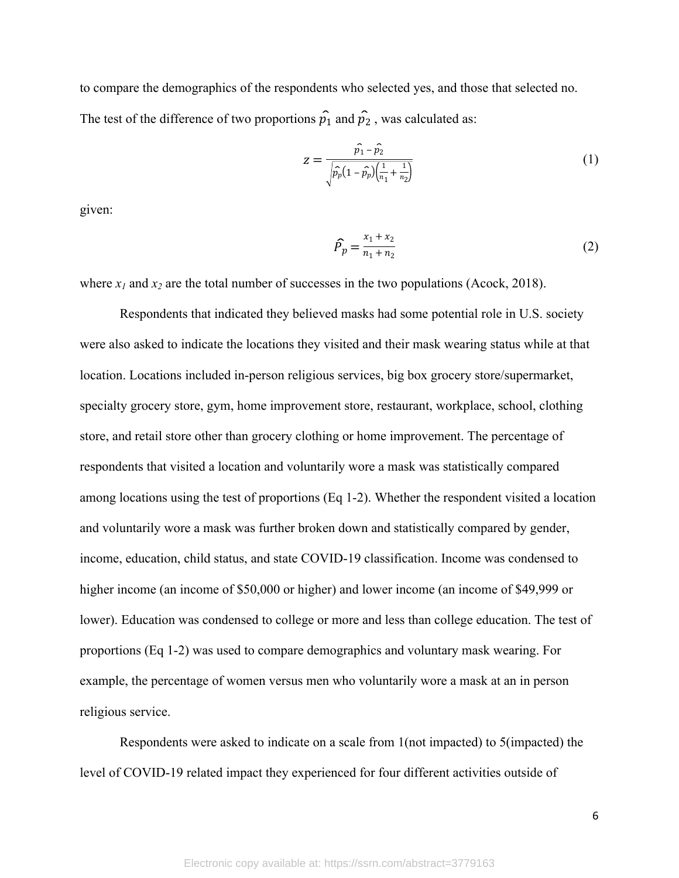to compare the demographics of the respondents who selected yes, and those that selected no. The test of the difference of two proportions $\widehat{p_1}$ and $\widehat{p_2}$ , was calculated as:

$$z = \frac{\widehat{p_1} - \widehat{p_2}}{\sqrt{\widehat{p_p}\left(1 - \widehat{p_p}\right)\left(\frac{1}{n_1} + \frac{1}{n_2}\right)}} \tag{1}$$

given:

$$\widehat{P_p} = \frac{x_1 + x_2}{n_1 + n_2} \tag{2}$$

where $x_1$ and $x_2$ are the total number of successes in the two populations (Acock, 2018).

Respondents that indicated they believed masks had some potential role in U.S. society were also asked to indicate the locations they visited and their mask wearing status while at that location. Locations included in-person religious services, big box grocery store/supermarket, specialty grocery store, gym, home improvement store, restaurant, workplace, school, clothing store, and retail store other than grocery clothing or home improvement. The percentage of respondents that visited a location and voluntarily wore a mask was statistically compared among locations using the test of proportions (Eq 1-2). Whether the respondent visited a location and voluntarily wore a mask was further broken down and statistically compared by gender, income, education, child status, and state COVID-19 classification. Income was condensed to higher income (an income of $50,000 or higher) and lower income (an income of $49,999 or lower). Education was condensed to college or more and less than college education. The test of proportions (Eq 1-2) was used to compare demographics and voluntary mask wearing. For example, the percentage of women versus men who voluntarily wore a mask at an in person religious service.

Respondents were asked to indicate on a scale from 1(not impacted) to 5(impacted) the level of COVID-19 related impact they experienced for four different activities outside of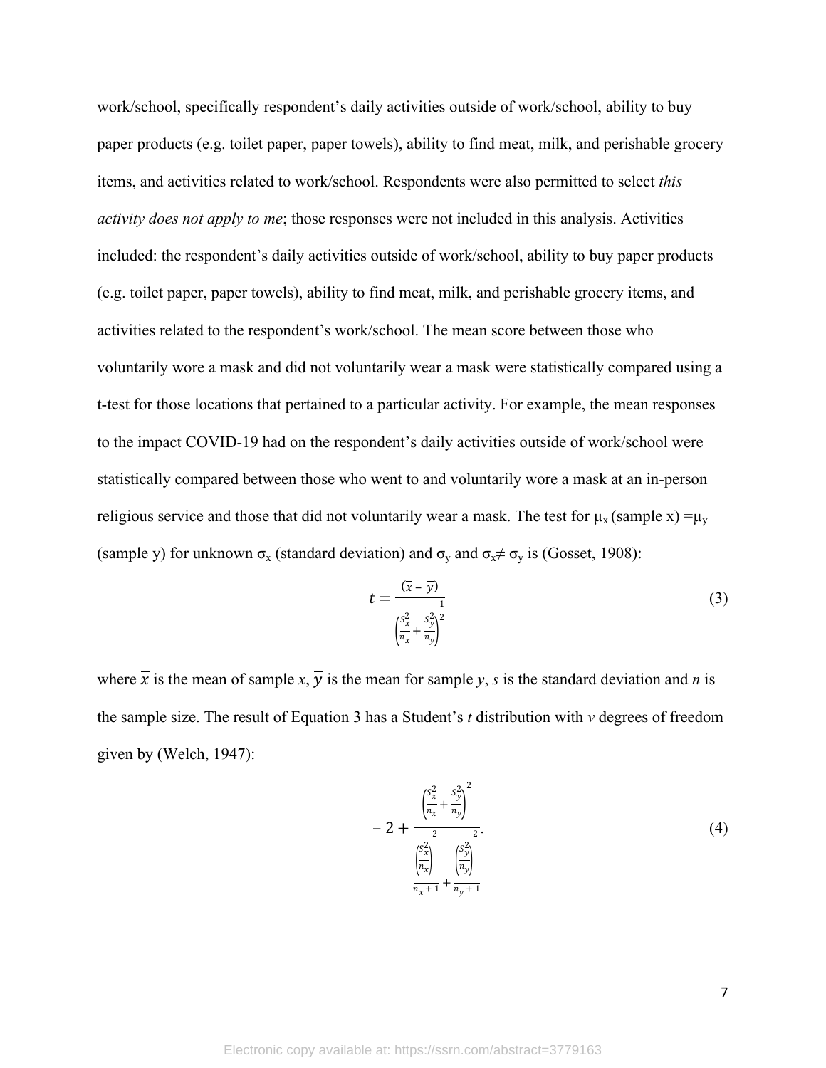work/school, specifically respondent's daily activities outside of work/school, ability to buy paper products (e.g. toilet paper, paper towels), ability to find meat, milk, and perishable grocery items, and activities related to work/school. Respondents were also permitted to select *this activity does not apply to me*; those responses were not included in this analysis. Activities included: the respondent's daily activities outside of work/school, ability to buy paper products (e.g. toilet paper, paper towels), ability to find meat, milk, and perishable grocery items, and activities related to the respondent's work/school. The mean score between those who voluntarily wore a mask and did not voluntarily wear a mask were statistically compared using a t-test for those locations that pertained to a particular activity. For example, the mean responses to the impact COVID-19 had on the respondent's daily activities outside of work/school were statistically compared between those who went to and voluntarily wore a mask at an in-person religious service and those that did not voluntarily wear a mask. The test for $\mu_x$ (sample x) $=\mu_y$ (sample y) for unknown $\sigma_x$ (standard deviation) and $\sigma_y$ and $\sigma_x \neq \sigma_y$ is (Gosset, 1908):

$$t = \frac{(\overline{x} - \overline{y})}{\left(\frac{s_x^2}{n_x} + \frac{s_y^2}{n_y}\right)^{\frac{1}{2}}} \tag{3}$$

where $\overline{x}$ is the mean of sample *x*, $\overline{y}$ is the mean for sample *y*, *s* is the standard deviation and *n* is the sample size. The result of Equation 3 has a Student's *t* distribution with *v* degrees of freedom given by (Welch, 1947):

$$-2 + \frac{\left(\frac{s_x^2}{n_x} + \frac{s_y^2}{n_y}\right)^2}{\frac{\left(\frac{s_x^2}{n_x}\right)^2}{n_x + 1} + \frac{\left(\frac{s_y^2}{n_y}\right)^2}{n_y + 1}}. \tag{4}$$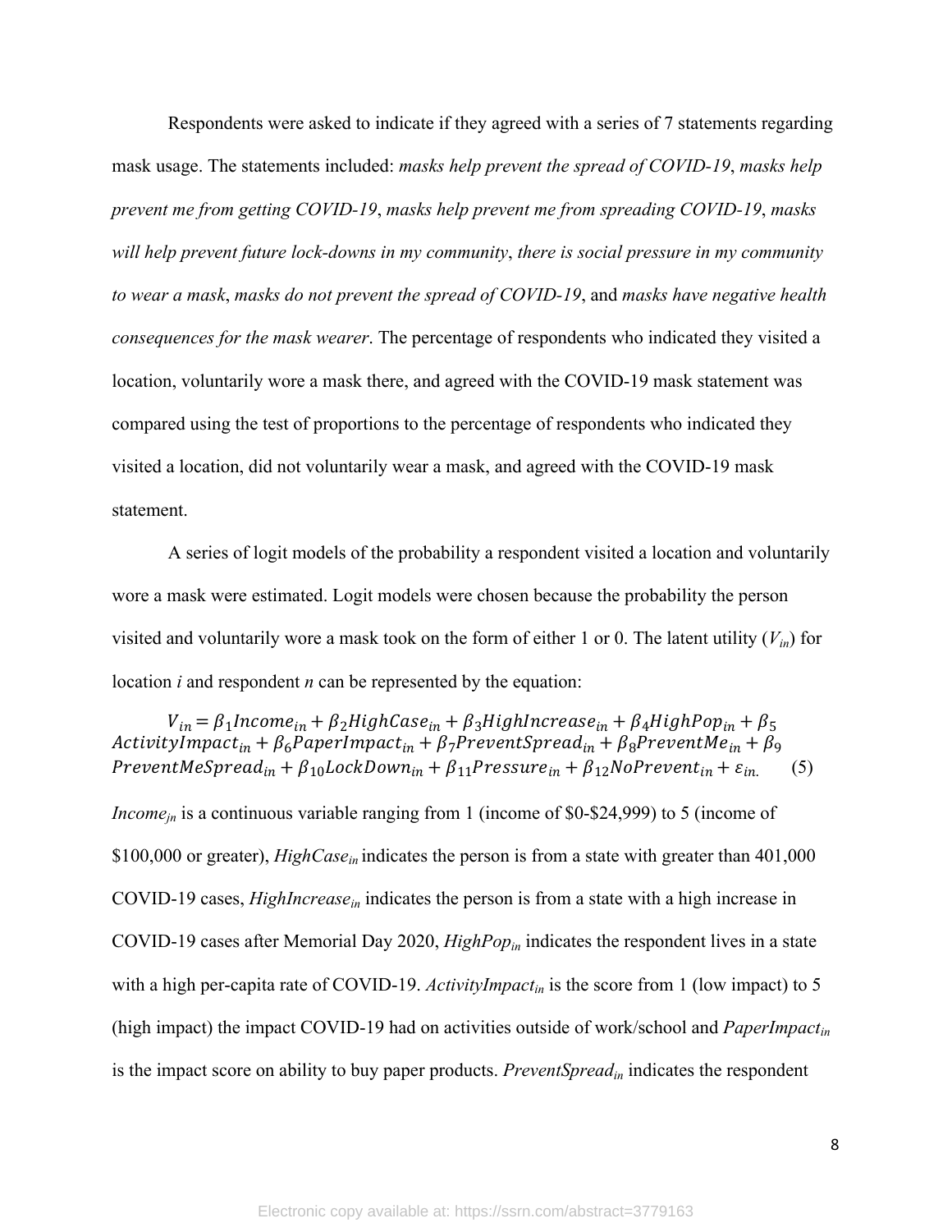Respondents were asked to indicate if they agreed with a series of 7 statements regarding mask usage. The statements included: *masks help prevent the spread of COVID-19*, *masks help prevent me from getting COVID-19*, *masks help prevent me from spreading COVID-19*, *masks will help prevent future lock-downs in my community*, *there is social pressure in my community to wear a mask*, *masks do not prevent the spread of COVID-19*, and *masks have negative health consequences for the mask wearer*. The percentage of respondents who indicated they visited a location, voluntarily wore a mask there, and agreed with the COVID-19 mask statement was compared using the test of proportions to the percentage of respondents who indicated they visited a location, did not voluntarily wear a mask, and agreed with the COVID-19 mask statement.

A series of logit models of the probability a respondent visited a location and voluntarily wore a mask were estimated. Logit models were chosen because the probability the person visited and voluntarily wore a mask took on the form of either 1 or 0. The latent utility ($V_{in}$) for location $i$ and respondent $n$ can be represented by the equation:

$$V_{in} = \beta_1 Income_{in} + \beta_2 HighCase_{in} + \beta_3 HighIncrease_{in} + \beta_4 HighPop_{in} + \beta_5 ActivityImpact_{in} + \beta_6 PaperImpact_{in} + \beta_7 PreventSpread_{in} + \beta_8 PreventMe_{in} + \beta_9 PreventMeSpread_{in} + \beta_{10} LockDown_{in} + \beta_{11} Pressure_{in} + \beta_{12} NoPrevent_{in} + \varepsilon_{in.} \quad (5)$$

$Income_{jn}$ is a continuous variable ranging from 1 (income of \$0-\$24,999) to 5 (income of \$100,000 or greater), $HighCase_{in}$ indicates the person is from a state with greater than 401,000 COVID-19 cases, $HighIncrease_{in}$ indicates the person is from a state with a high increase in COVID-19 cases after Memorial Day 2020, $HighPop_{in}$ indicates the respondent lives in a state with a high per-capita rate of COVID-19. $ActivityImpact_{in}$ is the score from 1 (low impact) to 5 (high impact) the impact COVID-19 had on activities outside of work/school and $PaperImpact_{in}$ is the impact score on ability to buy paper products. $PreventSpread_{in}$ indicates the respondent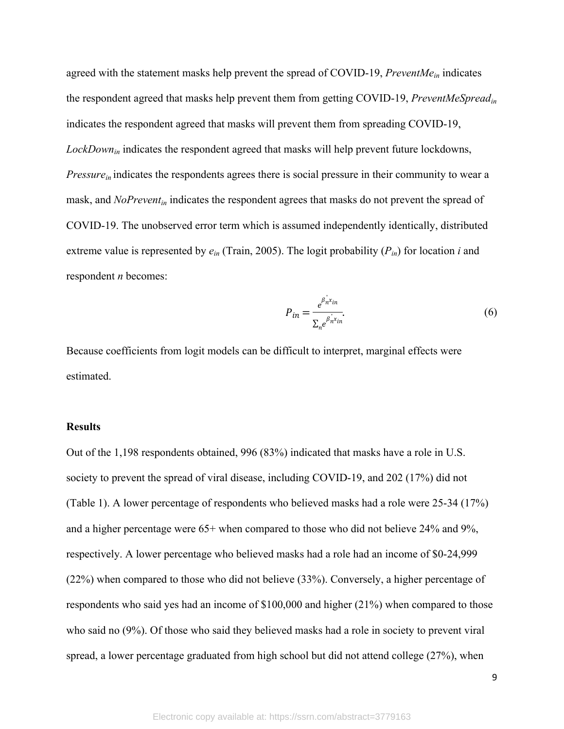agreed with the statement masks help prevent the spread of COVID-19, $PreventMe_{in}$ indicates the respondent agreed that masks help prevent them from getting COVID-19, $PreventMeSpread_{in}$ indicates the respondent agreed that masks will prevent them from spreading COVID-19, $LockDown_{in}$ indicates the respondent agreed that masks will help prevent future lockdowns, $Pressure_{in}$ indicates the respondents agrees there is social pressure in their community to wear a mask, and $NoPrevent_{in}$ indicates the respondent agrees that masks do not prevent the spread of COVID-19. The unobserved error term which is assumed independently identically, distributed extreme value is represented by $e_{in}$ (Train, 2005). The logit probability ($P_{in}$) for location $i$ and respondent $n$ becomes:

$$P_{in} = \frac{e^{\beta_n' x_{in}}}{\sum_n e^{\beta_n' x_{in}}}. \tag{6}$$

Because coefficients from logit models can be difficult to interpret, marginal effects were estimated.

## Results

Out of the 1,198 respondents obtained, 996 (83%) indicated that masks have a role in U.S. society to prevent the spread of viral disease, including COVID-19, and 202 (17%) did not (Table 1). A lower percentage of respondents who believed masks had a role were 25-34 (17%) and a higher percentage were 65+ when compared to those who did not believe 24% and 9%, respectively. A lower percentage who believed masks had a role had an income of $0-24,999 (22%) when compared to those who did not believe (33%). Conversely, a higher percentage of respondents who said yes had an income of $100,000 and higher (21%) when compared to those who said no (9%). Of those who said they believed masks had a role in society to prevent viral spread, a lower percentage graduated from high school but did not attend college (27%), when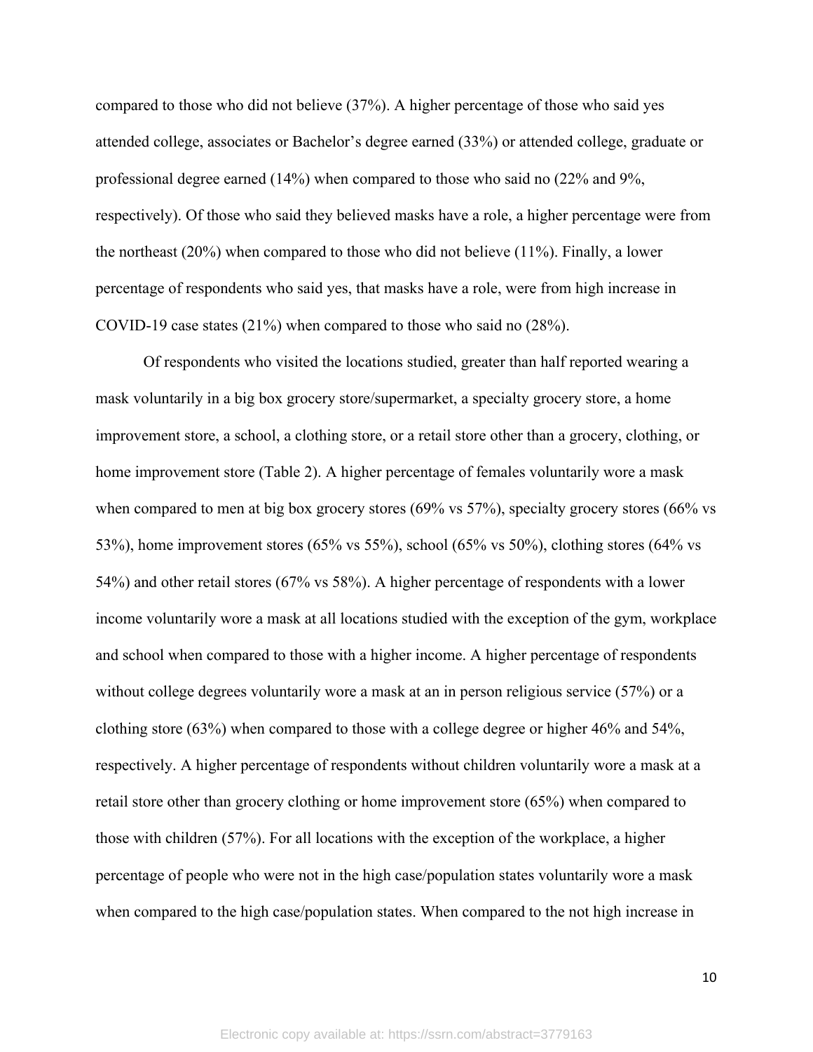compared to those who did not believe (37%). A higher percentage of those who said yes attended college, associates or Bachelor's degree earned (33%) or attended college, graduate or professional degree earned (14%) when compared to those who said no (22% and 9%, respectively). Of those who said they believed masks have a role, a higher percentage were from the northeast (20%) when compared to those who did not believe (11%). Finally, a lower percentage of respondents who said yes, that masks have a role, were from high increase in COVID-19 case states (21%) when compared to those who said no (28%).

Of respondents who visited the locations studied, greater than half reported wearing a mask voluntarily in a big box grocery store/supermarket, a specialty grocery store, a home improvement store, a school, a clothing store, or a retail store other than a grocery, clothing, or home improvement store (Table 2). A higher percentage of females voluntarily wore a mask when compared to men at big box grocery stores (69% vs 57%), specialty grocery stores (66% vs 53%), home improvement stores (65% vs 55%), school (65% vs 50%), clothing stores (64% vs 54%) and other retail stores (67% vs 58%). A higher percentage of respondents with a lower income voluntarily wore a mask at all locations studied with the exception of the gym, workplace and school when compared to those with a higher income. A higher percentage of respondents without college degrees voluntarily wore a mask at an in person religious service (57%) or a clothing store (63%) when compared to those with a college degree or higher 46% and 54%, respectively. A higher percentage of respondents without children voluntarily wore a mask at a retail store other than grocery clothing or home improvement store (65%) when compared to those with children (57%). For all locations with the exception of the workplace, a higher percentage of people who were not in the high case/population states voluntarily wore a mask when compared to the high case/population states. When compared to the not high increase in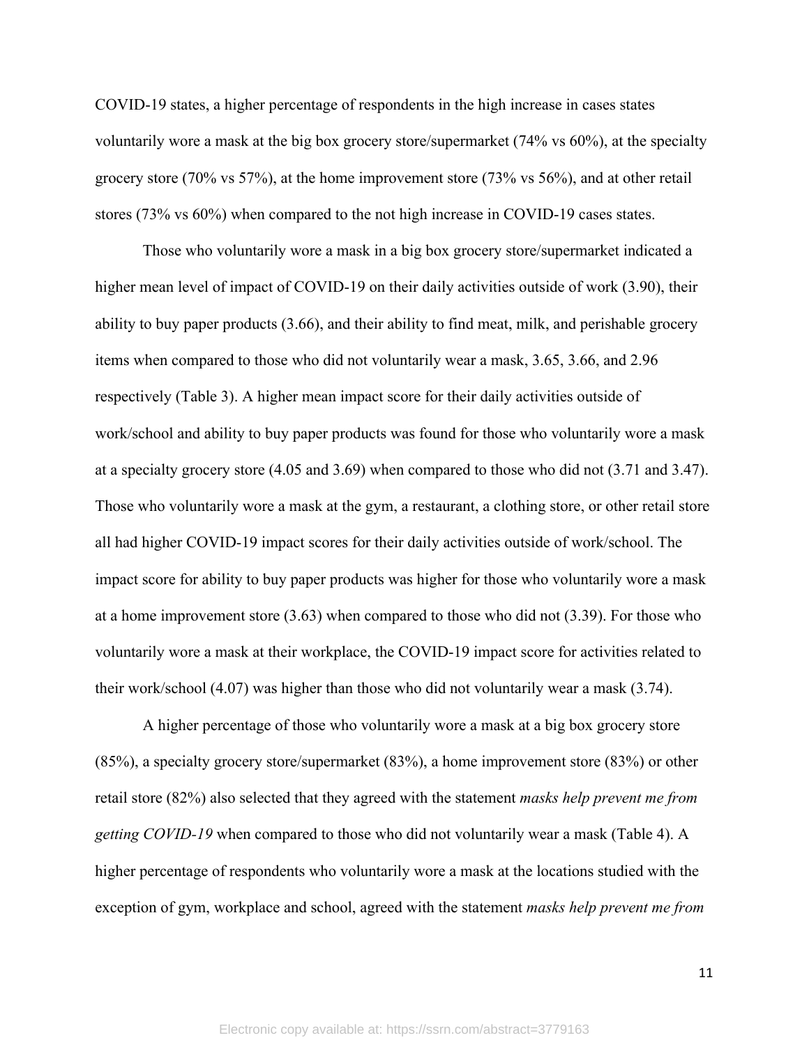COVID-19 states, a higher percentage of respondents in the high increase in cases states voluntarily wore a mask at the big box grocery store/supermarket (74% vs 60%), at the specialty grocery store (70% vs 57%), at the home improvement store (73% vs 56%), and at other retail stores (73% vs 60%) when compared to the not high increase in COVID-19 cases states.

Those who voluntarily wore a mask in a big box grocery store/supermarket indicated a higher mean level of impact of COVID-19 on their daily activities outside of work (3.90), their ability to buy paper products (3.66), and their ability to find meat, milk, and perishable grocery items when compared to those who did not voluntarily wear a mask, 3.65, 3.66, and 2.96 respectively (Table 3). A higher mean impact score for their daily activities outside of work/school and ability to buy paper products was found for those who voluntarily wore a mask at a specialty grocery store (4.05 and 3.69) when compared to those who did not (3.71 and 3.47). Those who voluntarily wore a mask at the gym, a restaurant, a clothing store, or other retail store all had higher COVID-19 impact scores for their daily activities outside of work/school. The impact score for ability to buy paper products was higher for those who voluntarily wore a mask at a home improvement store (3.63) when compared to those who did not (3.39). For those who voluntarily wore a mask at their workplace, the COVID-19 impact score for activities related to their work/school (4.07) was higher than those who did not voluntarily wear a mask (3.74).

A higher percentage of those who voluntarily wore a mask at a big box grocery store (85%), a specialty grocery store/supermarket (83%), a home improvement store (83%) or other retail store (82%) also selected that they agreed with the statement *masks help prevent me from getting COVID-19* when compared to those who did not voluntarily wear a mask (Table 4). A higher percentage of respondents who voluntarily wore a mask at the locations studied with the exception of gym, workplace and school, agreed with the statement *masks help prevent me from*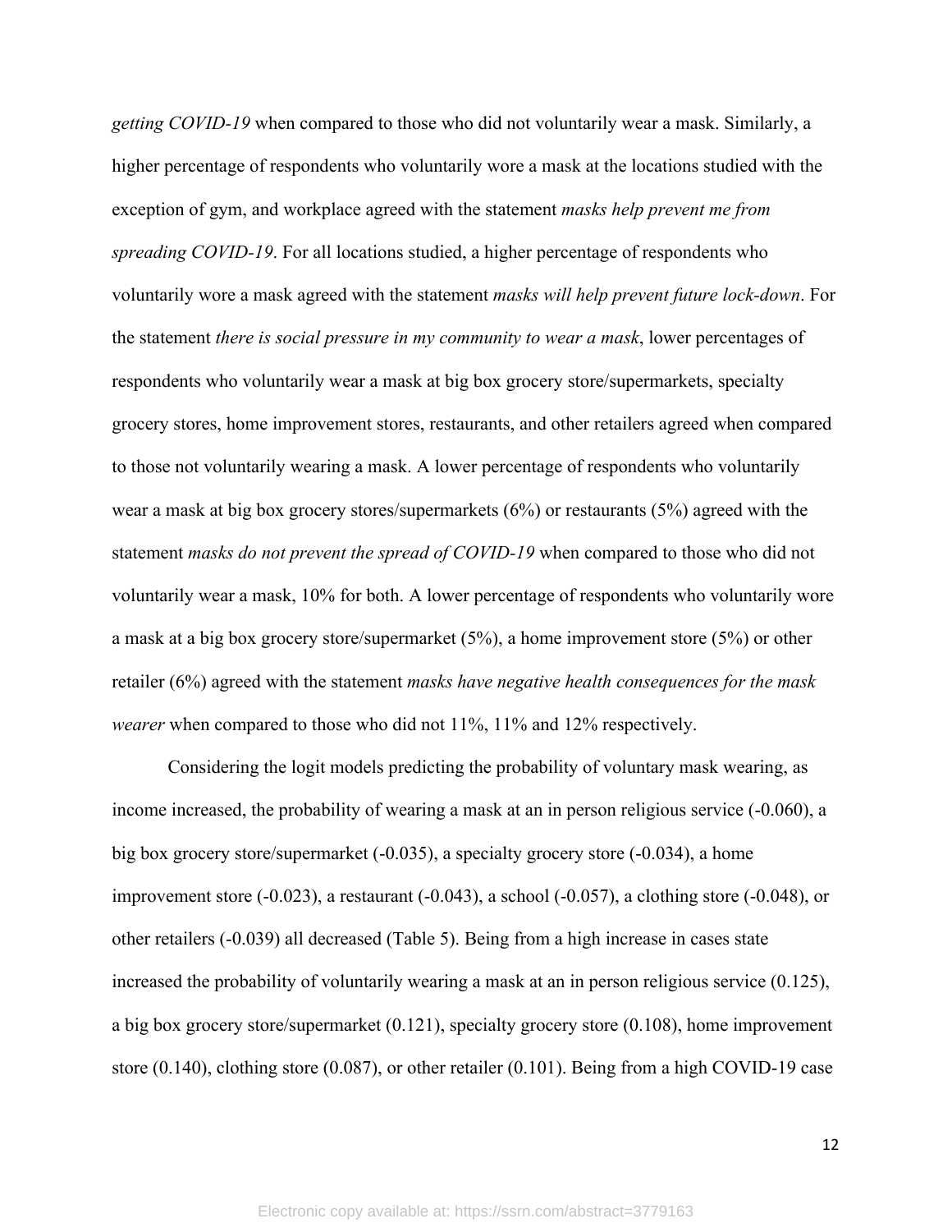*getting COVID-19* when compared to those who did not voluntarily wear a mask. Similarly, a higher percentage of respondents who voluntarily wore a mask at the locations studied with the exception of gym, and workplace agreed with the statement *masks help prevent me from spreading COVID-19*. For all locations studied, a higher percentage of respondents who voluntarily wore a mask agreed with the statement *masks will help prevent future lock-down*. For the statement *there is social pressure in my community to wear a mask*, lower percentages of respondents who voluntarily wear a mask at big box grocery store/supermarkets, specialty grocery stores, home improvement stores, restaurants, and other retailers agreed when compared to those not voluntarily wearing a mask. A lower percentage of respondents who voluntarily wear a mask at big box grocery stores/supermarkets (6%) or restaurants (5%) agreed with the statement *masks do not prevent the spread of COVID-19* when compared to those who did not voluntarily wear a mask, 10% for both. A lower percentage of respondents who voluntarily wore a mask at a big box grocery store/supermarket (5%), a home improvement store (5%) or other retailer (6%) agreed with the statement *masks have negative health consequences for the mask wearer* when compared to those who did not 11%, 11% and 12% respectively.

Considering the logit models predicting the probability of voluntary mask wearing, as income increased, the probability of wearing a mask at an in person religious service (-0.060), a big box grocery store/supermarket (-0.035), a specialty grocery store (-0.034), a home improvement store (-0.023), a restaurant (-0.043), a school (-0.057), a clothing store (-0.048), or other retailers (-0.039) all decreased (Table 5). Being from a high increase in cases state increased the probability of voluntarily wearing a mask at an in person religious service (0.125), a big box grocery store/supermarket (0.121), specialty grocery store (0.108), home improvement store (0.140), clothing store (0.087), or other retailer (0.101). Being from a high COVID-19 case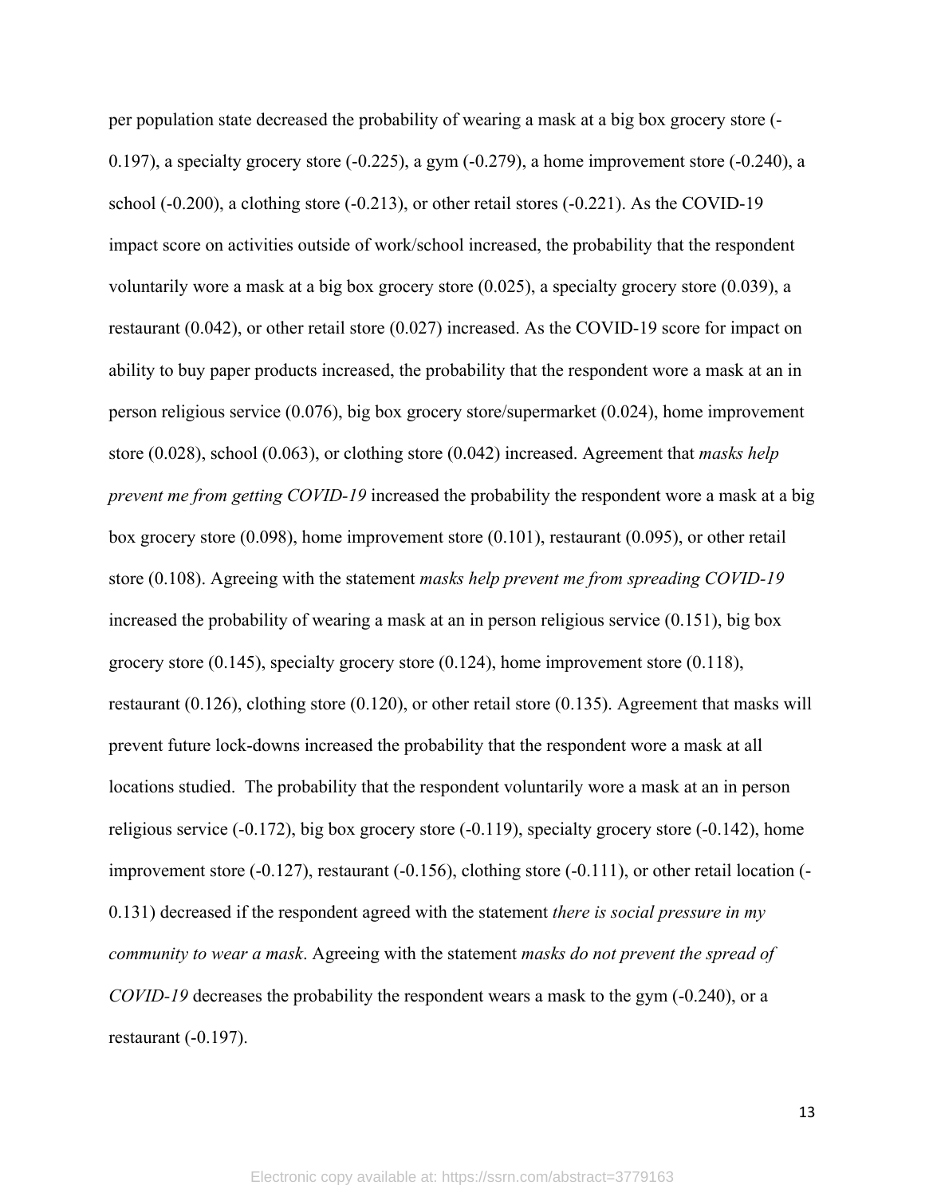per population state decreased the probability of wearing a mask at a big box grocery store (-0.197), a specialty grocery store (-0.225), a gym (-0.279), a home improvement store (-0.240), a school (-0.200), a clothing store (-0.213), or other retail stores (-0.221). As the COVID-19 impact score on activities outside of work/school increased, the probability that the respondent voluntarily wore a mask at a big box grocery store (0.025), a specialty grocery store (0.039), a restaurant (0.042), or other retail store (0.027) increased. As the COVID-19 score for impact on ability to buy paper products increased, the probability that the respondent wore a mask at an in person religious service (0.076), big box grocery store/supermarket (0.024), home improvement store (0.028), school (0.063), or clothing store (0.042) increased. Agreement that *masks help prevent me from getting COVID-19* increased the probability the respondent wore a mask at a big box grocery store (0.098), home improvement store (0.101), restaurant (0.095), or other retail store (0.108). Agreeing with the statement *masks help prevent me from spreading COVID-19* increased the probability of wearing a mask at an in person religious service (0.151), big box grocery store (0.145), specialty grocery store (0.124), home improvement store (0.118), restaurant (0.126), clothing store (0.120), or other retail store (0.135). Agreement that masks will prevent future lock-downs increased the probability that the respondent wore a mask at all locations studied. The probability that the respondent voluntarily wore a mask at an in person religious service (-0.172), big box grocery store (-0.119), specialty grocery store (-0.142), home improvement store (-0.127), restaurant (-0.156), clothing store (-0.111), or other retail location (-0.131) decreased if the respondent agreed with the statement *there is social pressure in my community to wear a mask*. Agreeing with the statement *masks do not prevent the spread of COVID-19* decreases the probability the respondent wears a mask to the gym (-0.240), or a restaurant (-0.197).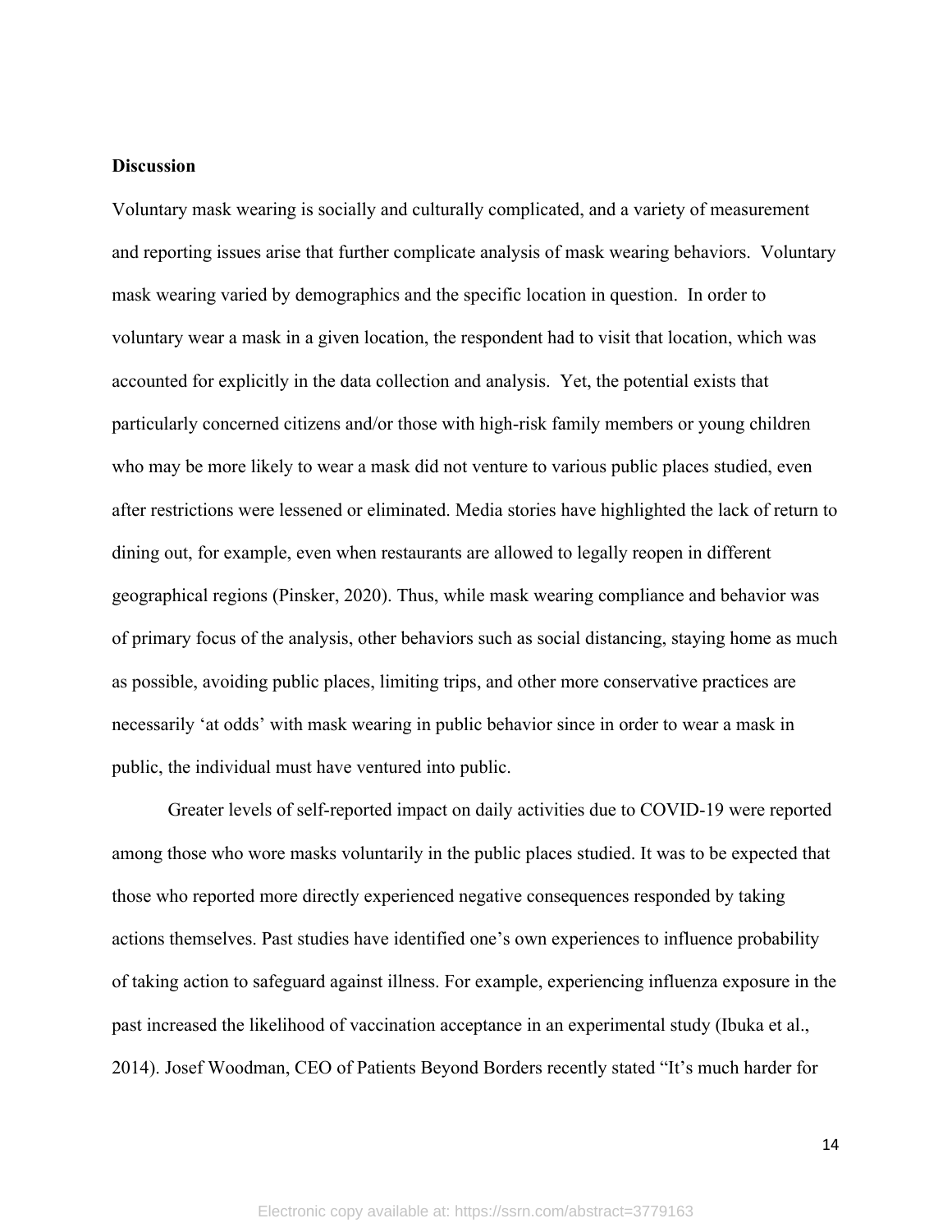**Discussion**

Voluntary mask wearing is socially and culturally complicated, and a variety of measurement and reporting issues arise that further complicate analysis of mask wearing behaviors. Voluntary mask wearing varied by demographics and the specific location in question. In order to voluntary wear a mask in a given location, the respondent had to visit that location, which was accounted for explicitly in the data collection and analysis. Yet, the potential exists that particularly concerned citizens and/or those with high-risk family members or young children who may be more likely to wear a mask did not venture to various public places studied, even after restrictions were lessened or eliminated. Media stories have highlighted the lack of return to dining out, for example, even when restaurants are allowed to legally reopen in different geographical regions (Pinsker, 2020). Thus, while mask wearing compliance and behavior was of primary focus of the analysis, other behaviors such as social distancing, staying home as much as possible, avoiding public places, limiting trips, and other more conservative practices are necessarily 'at odds' with mask wearing in public behavior since in order to wear a mask in public, the individual must have ventured into public.

Greater levels of self-reported impact on daily activities due to COVID-19 were reported among those who wore masks voluntarily in the public places studied. It was to be expected that those who reported more directly experienced negative consequences responded by taking actions themselves. Past studies have identified one's own experiences to influence probability of taking action to safeguard against illness. For example, experiencing influenza exposure in the past increased the likelihood of vaccination acceptance in an experimental study (Ibuka et al., 2014). Josef Woodman, CEO of Patients Beyond Borders recently stated "It's much harder for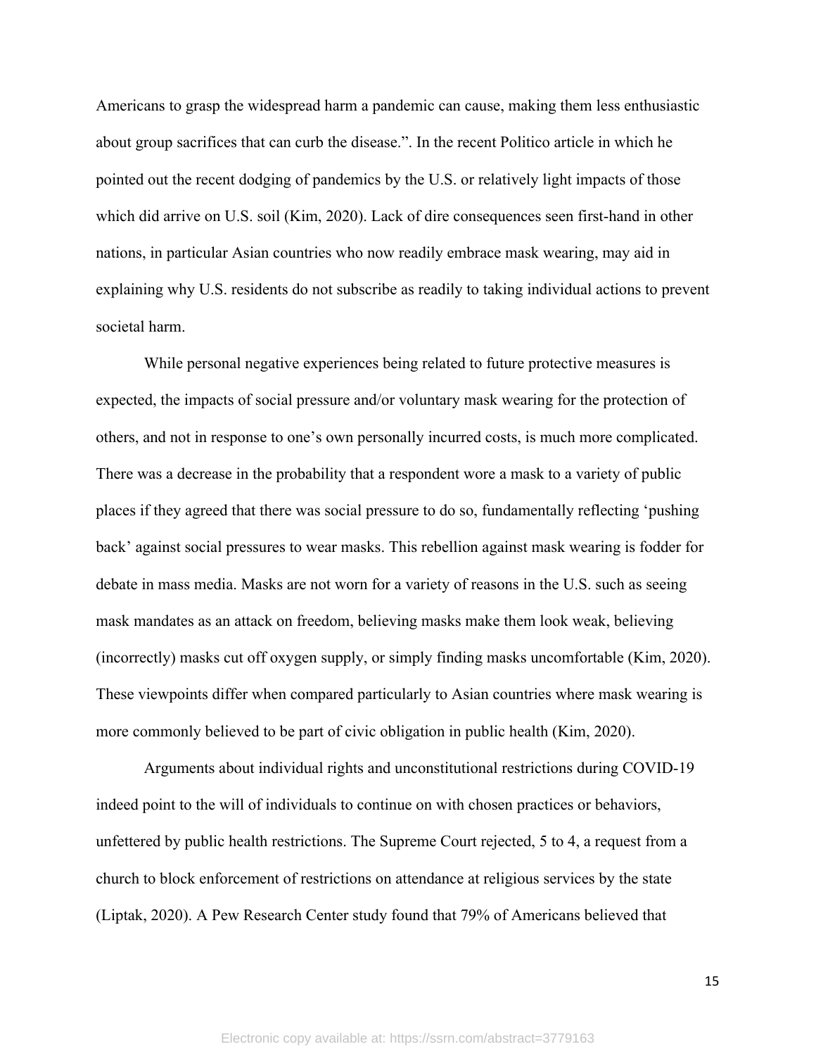Americans to grasp the widespread harm a pandemic can cause, making them less enthusiastic about group sacrifices that can curb the disease.”. In the recent Politico article in which he pointed out the recent dodging of pandemics by the U.S. or relatively light impacts of those which did arrive on U.S. soil (Kim, 2020). Lack of dire consequences seen first-hand in other nations, in particular Asian countries who now readily embrace mask wearing, may aid in explaining why U.S. residents do not subscribe as readily to taking individual actions to prevent societal harm.

While personal negative experiences being related to future protective measures is expected, the impacts of social pressure and/or voluntary mask wearing for the protection of others, and not in response to one’s own personally incurred costs, is much more complicated. There was a decrease in the probability that a respondent wore a mask to a variety of public places if they agreed that there was social pressure to do so, fundamentally reflecting ‘pushing back’ against social pressures to wear masks. This rebellion against mask wearing is fodder for debate in mass media. Masks are not worn for a variety of reasons in the U.S. such as seeing mask mandates as an attack on freedom, believing masks make them look weak, believing (incorrectly) masks cut off oxygen supply, or simply finding masks uncomfortable (Kim, 2020). These viewpoints differ when compared particularly to Asian countries where mask wearing is more commonly believed to be part of civic obligation in public health (Kim, 2020).

Arguments about individual rights and unconstitutional restrictions during COVID-19 indeed point to the will of individuals to continue on with chosen practices or behaviors, unfettered by public health restrictions. The Supreme Court rejected, 5 to 4, a request from a church to block enforcement of restrictions on attendance at religious services by the state (Liptak, 2020). A Pew Research Center study found that 79% of Americans believed that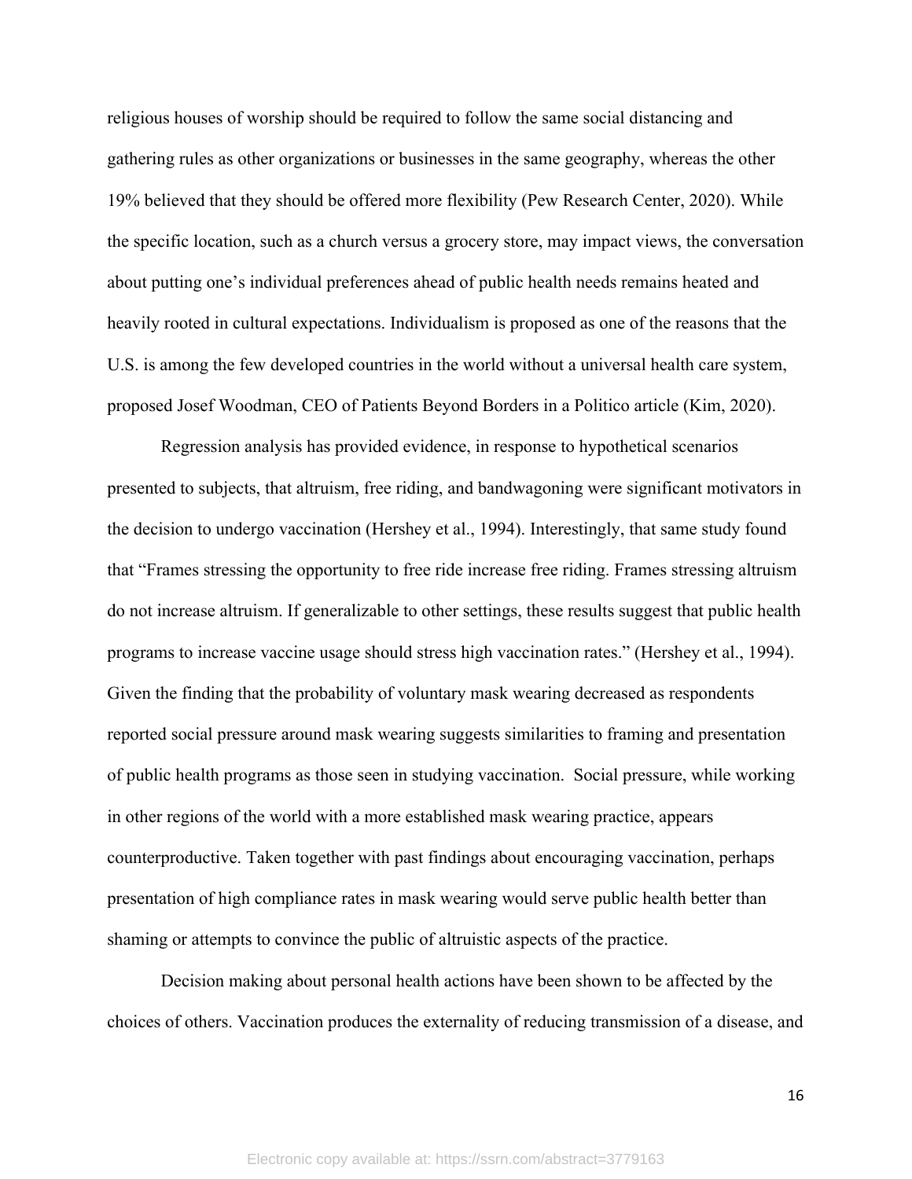religious houses of worship should be required to follow the same social distancing and gathering rules as other organizations or businesses in the same geography, whereas the other 19% believed that they should be offered more flexibility (Pew Research Center, 2020). While the specific location, such as a church versus a grocery store, may impact views, the conversation about putting one's individual preferences ahead of public health needs remains heated and heavily rooted in cultural expectations. Individualism is proposed as one of the reasons that the U.S. is among the few developed countries in the world without a universal health care system, proposed Josef Woodman, CEO of Patients Beyond Borders in a Politico article (Kim, 2020).

Regression analysis has provided evidence, in response to hypothetical scenarios presented to subjects, that altruism, free riding, and bandwagoning were significant motivators in the decision to undergo vaccination (Hershey et al., 1994). Interestingly, that same study found that "Frames stressing the opportunity to free ride increase free riding. Frames stressing altruism do not increase altruism. If generalizable to other settings, these results suggest that public health programs to increase vaccine usage should stress high vaccination rates." (Hershey et al., 1994). Given the finding that the probability of voluntary mask wearing decreased as respondents reported social pressure around mask wearing suggests similarities to framing and presentation of public health programs as those seen in studying vaccination. Social pressure, while working in other regions of the world with a more established mask wearing practice, appears counterproductive. Taken together with past findings about encouraging vaccination, perhaps presentation of high compliance rates in mask wearing would serve public health better than shaming or attempts to convince the public of altruistic aspects of the practice.

Decision making about personal health actions have been shown to be affected by the choices of others. Vaccination produces the externality of reducing transmission of a disease, and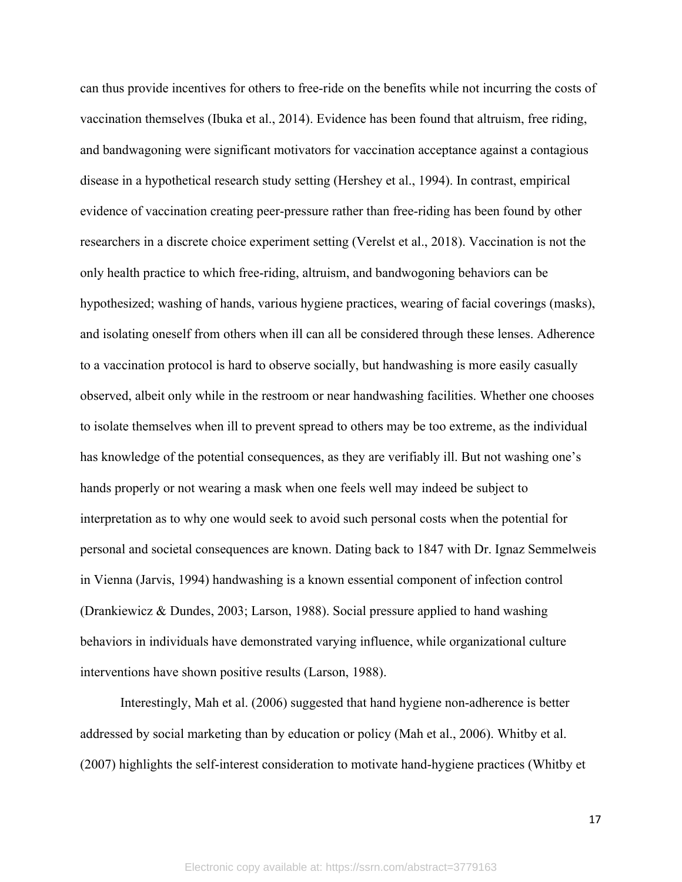can thus provide incentives for others to free-ride on the benefits while not incurring the costs of vaccination themselves (Ibuka et al., 2014). Evidence has been found that altruism, free riding, and bandwagoning were significant motivators for vaccination acceptance against a contagious disease in a hypothetical research study setting (Hershey et al., 1994). In contrast, empirical evidence of vaccination creating peer-pressure rather than free-riding has been found by other researchers in a discrete choice experiment setting (Verelst et al., 2018). Vaccination is not the only health practice to which free-riding, altruism, and bandwogoning behaviors can be hypothesized; washing of hands, various hygiene practices, wearing of facial coverings (masks), and isolating oneself from others when ill can all be considered through these lenses. Adherence to a vaccination protocol is hard to observe socially, but handwashing is more easily casually observed, albeit only while in the restroom or near handwashing facilities. Whether one chooses to isolate themselves when ill to prevent spread to others may be too extreme, as the individual has knowledge of the potential consequences, as they are verifiably ill. But not washing one's hands properly or not wearing a mask when one feels well may indeed be subject to interpretation as to why one would seek to avoid such personal costs when the potential for personal and societal consequences are known. Dating back to 1847 with Dr. Ignaz Semmelweis in Vienna (Jarvis, 1994) handwashing is a known essential component of infection control (Drankiewicz & Dundes, 2003; Larson, 1988). Social pressure applied to hand washing behaviors in individuals have demonstrated varying influence, while organizational culture interventions have shown positive results (Larson, 1988).

Interestingly, Mah et al. (2006) suggested that hand hygiene non-adherence is better addressed by social marketing than by education or policy (Mah et al., 2006). Whitby et al. (2007) highlights the self-interest consideration to motivate hand-hygiene practices (Whitby et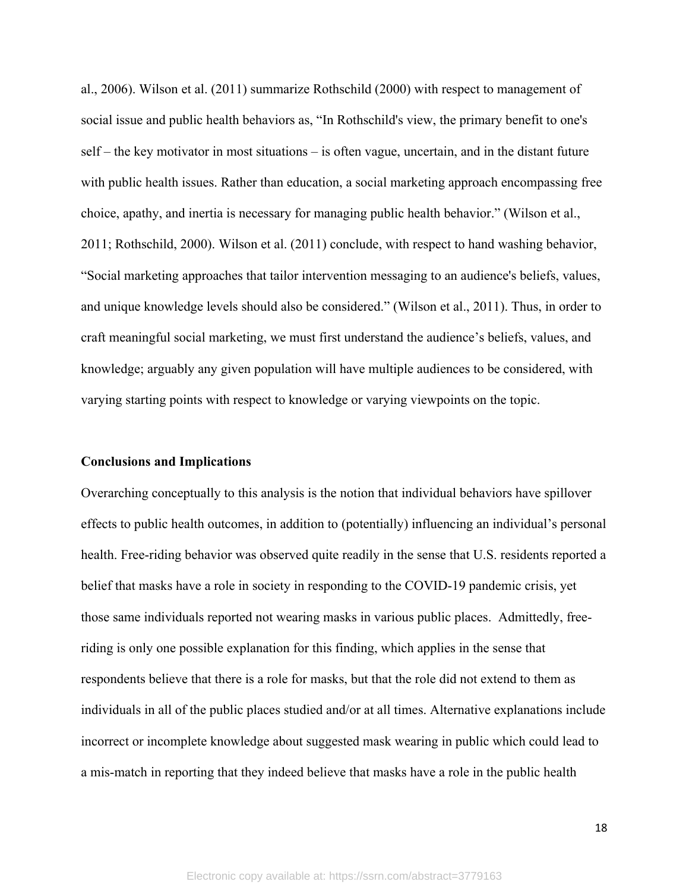al., 2006). Wilson et al. (2011) summarize Rothschild (2000) with respect to management of social issue and public health behaviors as, "In Rothschild's view, the primary benefit to one's self – the key motivator in most situations – is often vague, uncertain, and in the distant future with public health issues. Rather than education, a social marketing approach encompassing free choice, apathy, and inertia is necessary for managing public health behavior." (Wilson et al., 2011; Rothschild, 2000). Wilson et al. (2011) conclude, with respect to hand washing behavior, "Social marketing approaches that tailor intervention messaging to an audience's beliefs, values, and unique knowledge levels should also be considered." (Wilson et al., 2011). Thus, in order to craft meaningful social marketing, we must first understand the audience's beliefs, values, and knowledge; arguably any given population will have multiple audiences to be considered, with varying starting points with respect to knowledge or varying viewpoints on the topic.

**Conclusions and Implications**

Overarching conceptually to this analysis is the notion that individual behaviors have spillover effects to public health outcomes, in addition to (potentially) influencing an individual's personal health. Free-riding behavior was observed quite readily in the sense that U.S. residents reported a belief that masks have a role in society in responding to the COVID-19 pandemic crisis, yet those same individuals reported not wearing masks in various public places. Admittedly, free-riding is only one possible explanation for this finding, which applies in the sense that respondents believe that there is a role for masks, but that the role did not extend to them as individuals in all of the public places studied and/or at all times. Alternative explanations include incorrect or incomplete knowledge about suggested mask wearing in public which could lead to a mis-match in reporting that they indeed believe that masks have a role in the public health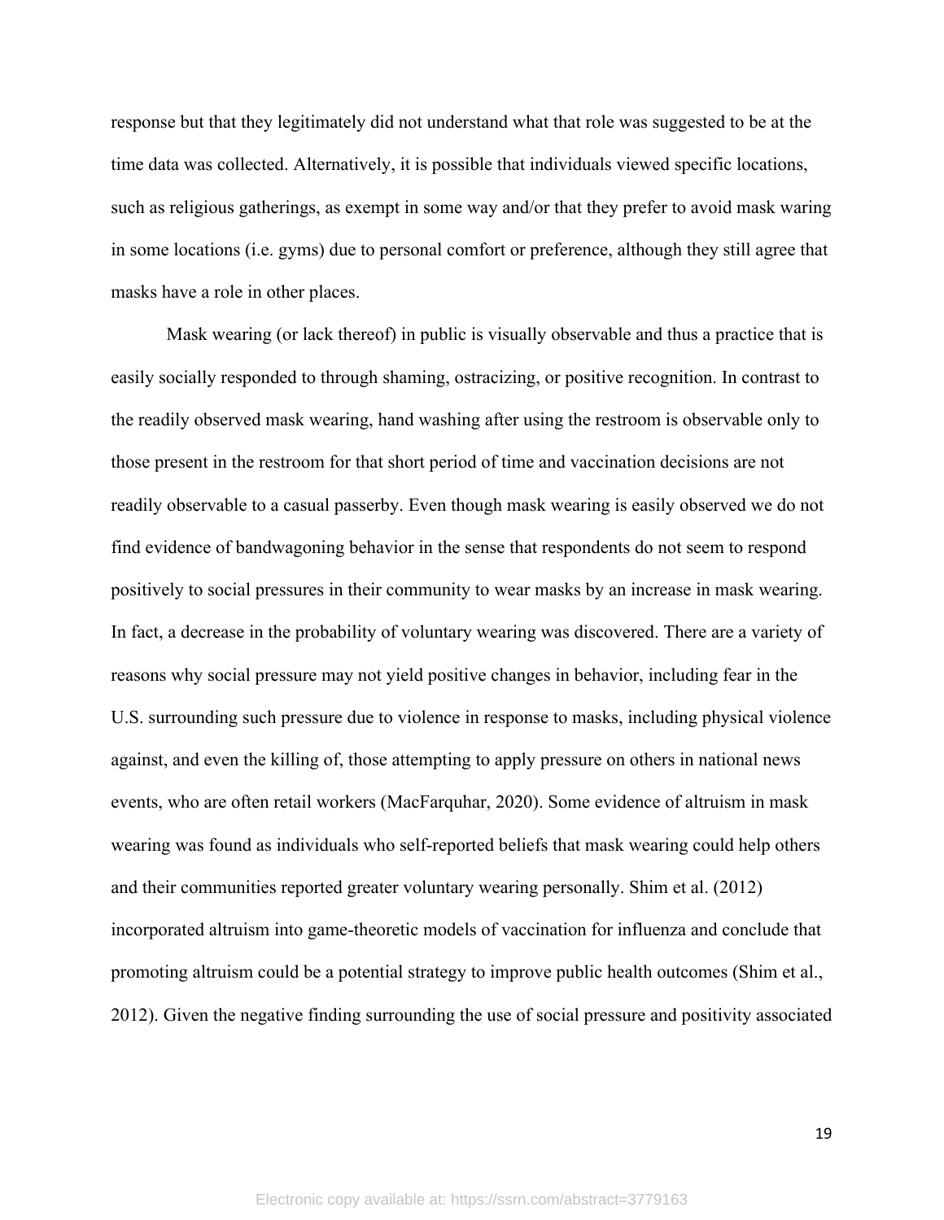response but that they legitimately did not understand what that role was suggested to be at the time data was collected. Alternatively, it is possible that individuals viewed specific locations, such as religious gatherings, as exempt in some way and/or that they prefer to avoid mask waring in some locations (i.e. gyms) due to personal comfort or preference, although they still agree that masks have a role in other places.

Mask wearing (or lack thereof) in public is visually observable and thus a practice that is easily socially responded to through shaming, ostracizing, or positive recognition. In contrast to the readily observed mask wearing, hand washing after using the restroom is observable only to those present in the restroom for that short period of time and vaccination decisions are not readily observable to a casual passerby. Even though mask wearing is easily observed we do not find evidence of bandwagoning behavior in the sense that respondents do not seem to respond positively to social pressures in their community to wear masks by an increase in mask wearing. In fact, a decrease in the probability of voluntary wearing was discovered. There are a variety of reasons why social pressure may not yield positive changes in behavior, including fear in the U.S. surrounding such pressure due to violence in response to masks, including physical violence against, and even the killing of, those attempting to apply pressure on others in national news events, who are often retail workers (MacFarquhar, 2020). Some evidence of altruism in mask wearing was found as individuals who self-reported beliefs that mask wearing could help others and their communities reported greater voluntary wearing personally. Shim et al. (2012) incorporated altruism into game-theoretic models of vaccination for influenza and conclude that promoting altruism could be a potential strategy to improve public health outcomes (Shim et al., 2012). Given the negative finding surrounding the use of social pressure and positivity associated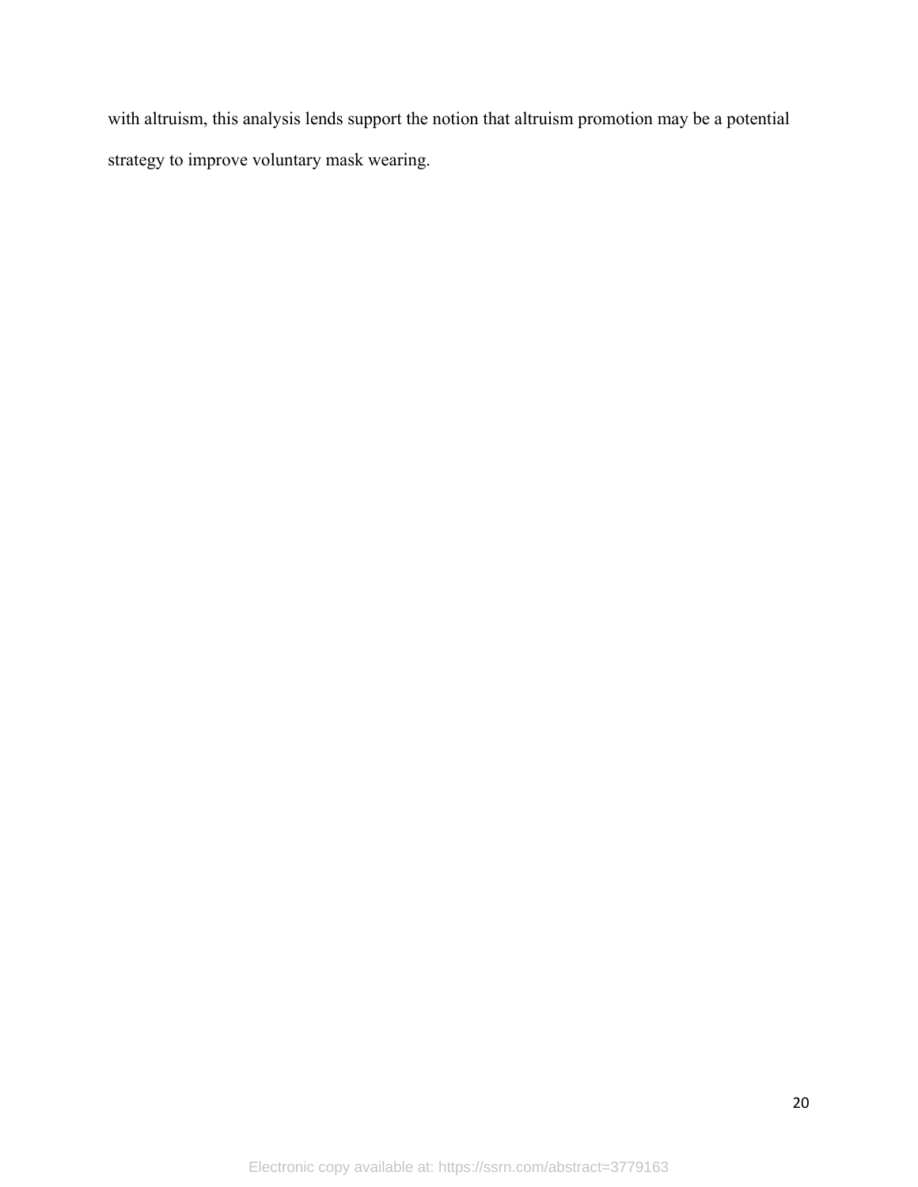with altruism, this analysis lends support the notion that altruism promotion may be a potential strategy to improve voluntary mask wearing.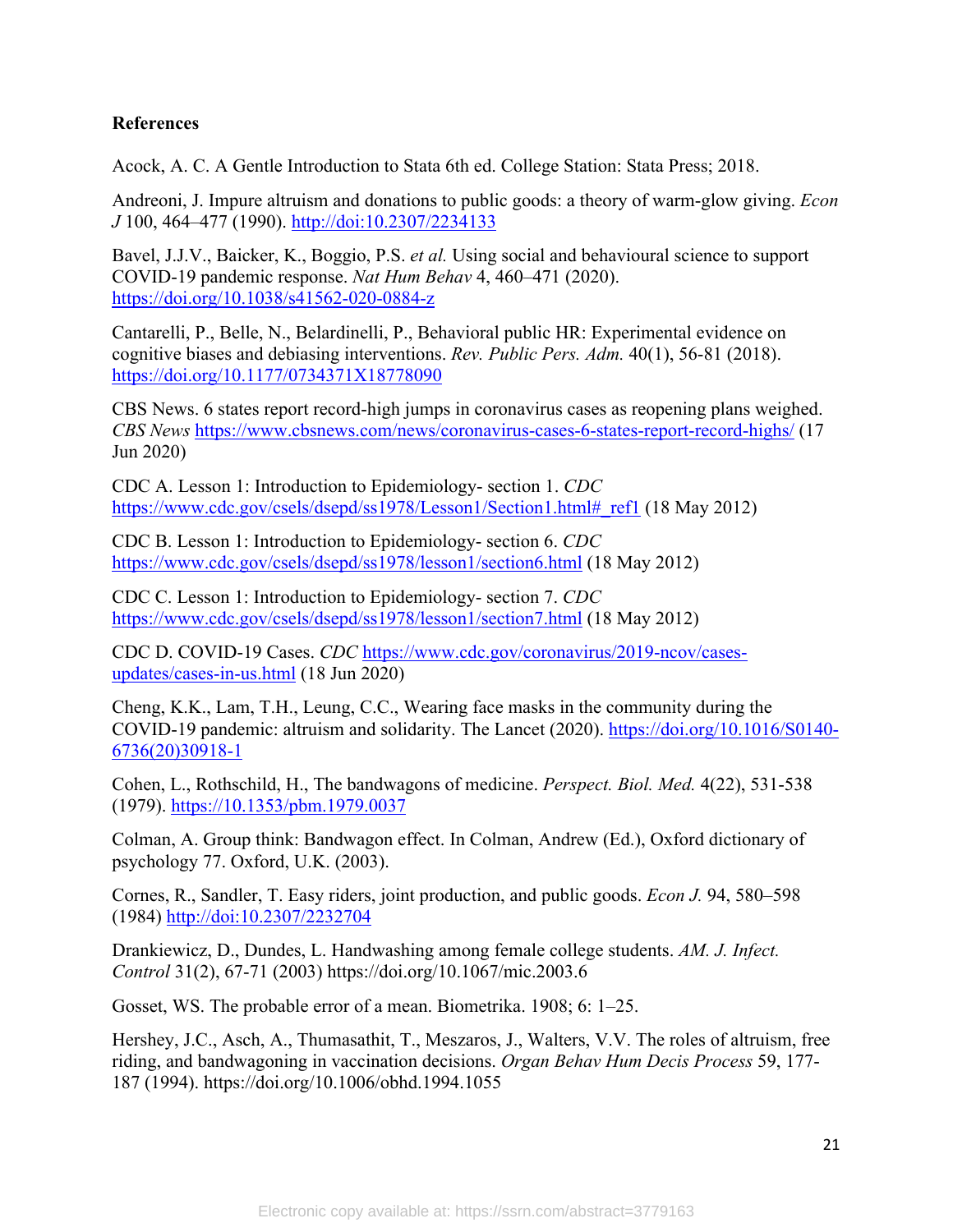**References**

Acock, A. C. A Gentle Introduction to Stata 6th ed. College Station: Stata Press; 2018.

Andreoni, J. Impure altruism and donations to public goods: a theory of warm-glow giving. *Econ J* 100, 464–477 (1990). http://doi:10.2307/2234133

Bavel, J.J.V., Baicker, K., Boggio, P.S. *et al.* Using social and behavioural science to support COVID-19 pandemic response. *Nat Hum Behav* 4, 460–471 (2020). https://doi.org/10.1038/s41562-020-0884-z

Cantarelli, P., Belle, N., Belardinelli, P., Behavioral public HR: Experimental evidence on cognitive biases and debiasing interventions. *Rev. Public Pers. Adm.* 40(1), 56-81 (2018). https://doi.org/10.1177/0734371X18778090

CBS News. 6 states report record-high jumps in coronavirus cases as reopening plans weighed. *CBS News* https://www.cbsnews.com/news/coronavirus-cases-6-states-report-record-highs/ (17 Jun 2020)

CDC A. Lesson 1: Introduction to Epidemiology- section 1. *CDC* https://www.cdc.gov/csels/dsepd/ss1978/Lesson1/Section1.html#_ref1 (18 May 2012)

CDC B. Lesson 1: Introduction to Epidemiology- section 6. *CDC* https://www.cdc.gov/csels/dsepd/ss1978/lesson1/section6.html (18 May 2012)

CDC C. Lesson 1: Introduction to Epidemiology- section 7. *CDC* https://www.cdc.gov/csels/dsepd/ss1978/lesson1/section7.html (18 May 2012)

CDC D. COVID-19 Cases. *CDC* https://www.cdc.gov/coronavirus/2019-ncov/cases-updates/cases-in-us.html (18 Jun 2020)

Cheng, K.K., Lam, T.H., Leung, C.C., Wearing face masks in the community during the COVID-19 pandemic: altruism and solidarity. The Lancet (2020). https://doi.org/10.1016/S0140-6736(20)30918-1

Cohen, L., Rothschild, H., The bandwagons of medicine. *Perspect. Biol. Med.* 4(22), 531-538 (1979). https://10.1353/pbm.1979.0037

Colman, A. Group think: Bandwagon effect. In Colman, Andrew (Ed.), Oxford dictionary of psychology 77. Oxford, U.K. (2003).

Cornes, R., Sandler, T. Easy riders, joint production, and public goods. *Econ J.* 94, 580–598 (1984) http://doi:10.2307/2232704

Drankiewicz, D., Dundes, L. Handwashing among female college students. *AM. J. Infect. Control* 31(2), 67-71 (2003) https://doi.org/10.1067/mic.2003.6

Gosset, WS. The probable error of a mean. Biometrika. 1908; 6: 1–25.

Hershey, J.C., Asch, A., Thumasathit, T., Meszaros, J., Walters, V.V. The roles of altruism, free riding, and bandwagoning in vaccination decisions. *Organ Behav Hum Decis Process* 59, 177-187 (1994). https://doi.org/10.1006/obhd.1994.1055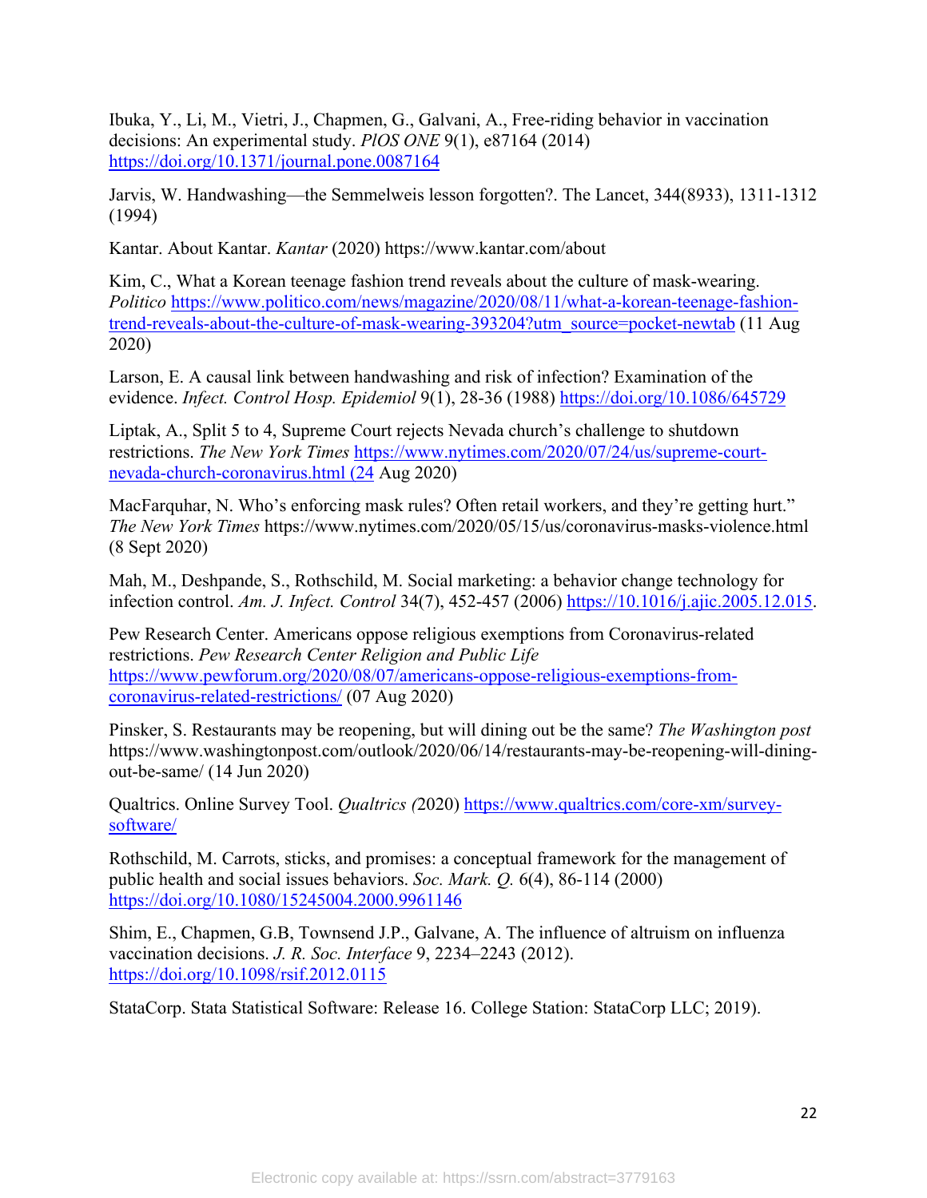Ibuka, Y., Li, M., Vietri, J., Chapmen, G., Galvani, A., Free-riding behavior in vaccination decisions: An experimental study. *PlOS ONE* 9(1), e87164 (2014) https://doi.org/10.1371/journal.pone.0087164

Jarvis, W. Handwashing—the Semmelweis lesson forgotten?. The Lancet, 344(8933), 1311-1312 (1994)

Kantar. About Kantar. *Kantar* (2020) https://www.kantar.com/about

Kim, C., What a Korean teenage fashion trend reveals about the culture of mask-wearing. *Politico* https://www.politico.com/news/magazine/2020/08/11/what-a-korean-teenage-fashion-trend-reveals-about-the-culture-of-mask-wearing-393204?utm_source=pocket-newtab (11 Aug 2020)

Larson, E. A causal link between handwashing and risk of infection? Examination of the evidence. *Infect. Control Hosp. Epidemiol* 9(1), 28-36 (1988) https://doi.org/10.1086/645729

Liptak, A., Split 5 to 4, Supreme Court rejects Nevada church's challenge to shutdown restrictions. *The New York Times* https://www.nytimes.com/2020/07/24/us/supreme-court-nevada-church-coronavirus.html (24 Aug 2020)

MacFarquhar, N. Who's enforcing mask rules? Often retail workers, and they're getting hurt." *The New York Times* https://www.nytimes.com/2020/05/15/us/coronavirus-masks-violence.html (8 Sept 2020)

Mah, M., Deshpande, S., Rothschild, M. Social marketing: a behavior change technology for infection control. *Am. J. Infect. Control* 34(7), 452-457 (2006) https://10.1016/j.ajic.2005.12.015.

Pew Research Center. Americans oppose religious exemptions from Coronavirus-related restrictions. *Pew Research Center Religion and Public Life* https://www.pewforum.org/2020/08/07/americans-oppose-religious-exemptions-from-coronavirus-related-restrictions/ (07 Aug 2020)

Pinsker, S. Restaurants may be reopening, but will dining out be the same? *The Washington post* https://www.washingtonpost.com/outlook/2020/06/14/restaurants-may-be-reopening-will-dining-out-be-same/ (14 Jun 2020)

Qualtrics. Online Survey Tool. *Qualtrics (*2020) https://www.qualtrics.com/core-xm/survey-software/

Rothschild, M. Carrots, sticks, and promises: a conceptual framework for the management of public health and social issues behaviors. *Soc. Mark. Q.* 6(4), 86-114 (2000) https://doi.org/10.1080/15245004.2000.9961146

Shim, E., Chapmen, G.B, Townsend J.P., Galvane, A. The influence of altruism on influenza vaccination decisions. *J. R. Soc. Interface* 9, 2234–2243 (2012). https://doi.org/10.1098/rsif.2012.0115

StataCorp. Stata Statistical Software: Release 16. College Station: StataCorp LLC; 2019).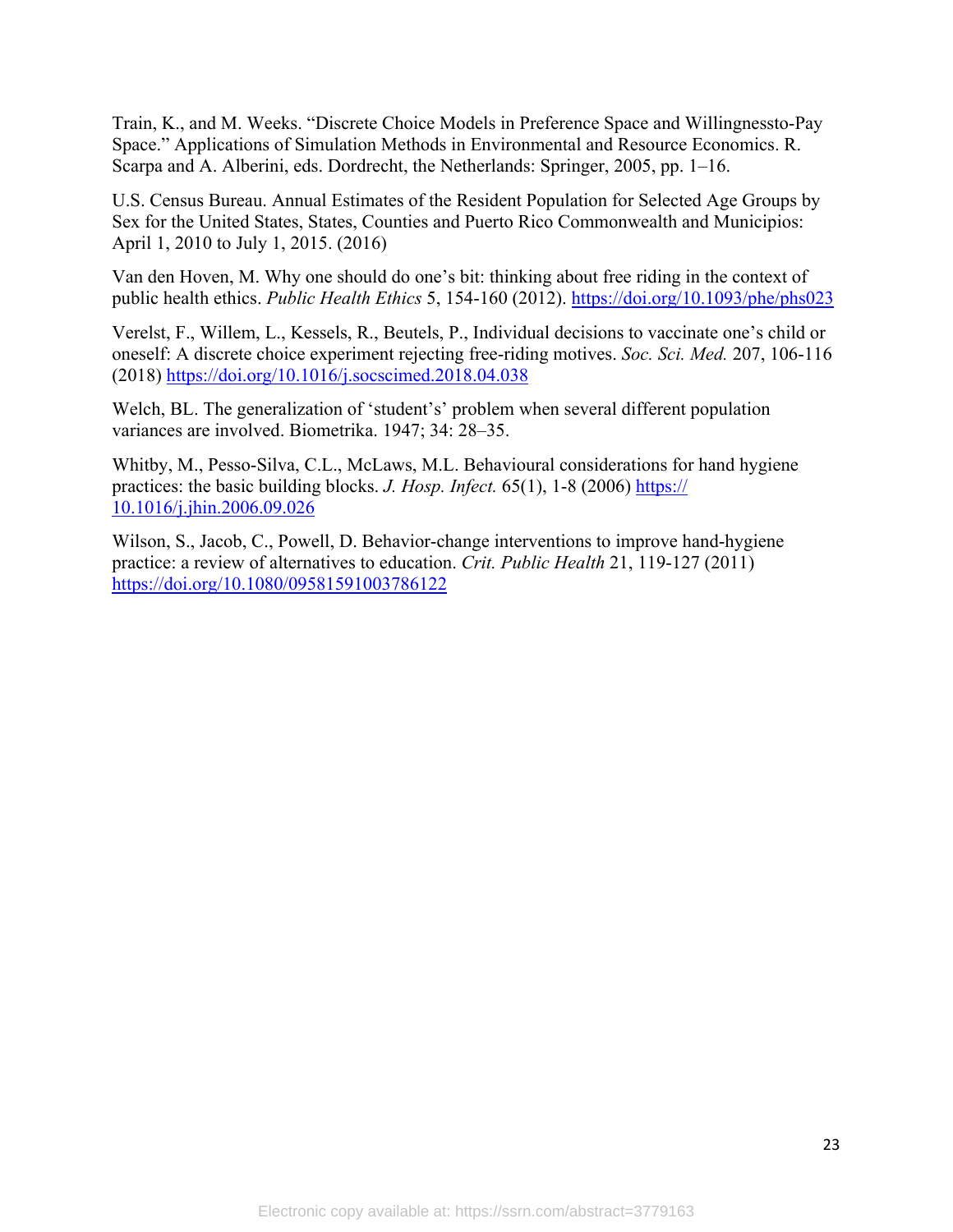Train, K., and M. Weeks. "Discrete Choice Models in Preference Space and Willingnessto-Pay Space." Applications of Simulation Methods in Environmental and Resource Economics. R. Scarpa and A. Alberini, eds. Dordrecht, the Netherlands: Springer, 2005, pp. 1–16.

U.S. Census Bureau. Annual Estimates of the Resident Population for Selected Age Groups by Sex for the United States, States, Counties and Puerto Rico Commonwealth and Municipios: April 1, 2010 to July 1, 2015. (2016)

Van den Hoven, M. Why one should do one's bit: thinking about free riding in the context of public health ethics. *Public Health Ethics* 5, 154-160 (2012). https://doi.org/10.1093/phe/phs023

Verelst, F., Willem, L., Kessels, R., Beutels, P., Individual decisions to vaccinate one's child or oneself: A discrete choice experiment rejecting free-riding motives. *Soc. Sci. Med.* 207, 106-116 (2018) https://doi.org/10.1016/j.socscimed.2018.04.038

Welch, BL. The generalization of 'student's' problem when several different population variances are involved. Biometrika. 1947; 34: 28–35.

Whitby, M., Pesso-Silva, C.L., McLaws, M.L. Behavioural considerations for hand hygiene practices: the basic building blocks. *J. Hosp. Infect.* 65(1), 1-8 (2006) https://10.1016/j.jhin.2006.09.026

Wilson, S., Jacob, C., Powell, D. Behavior-change interventions to improve hand-hygiene practice: a review of alternatives to education. *Crit. Public Health* 21, 119-127 (2011) https://doi.org/10.1080/09581591003786122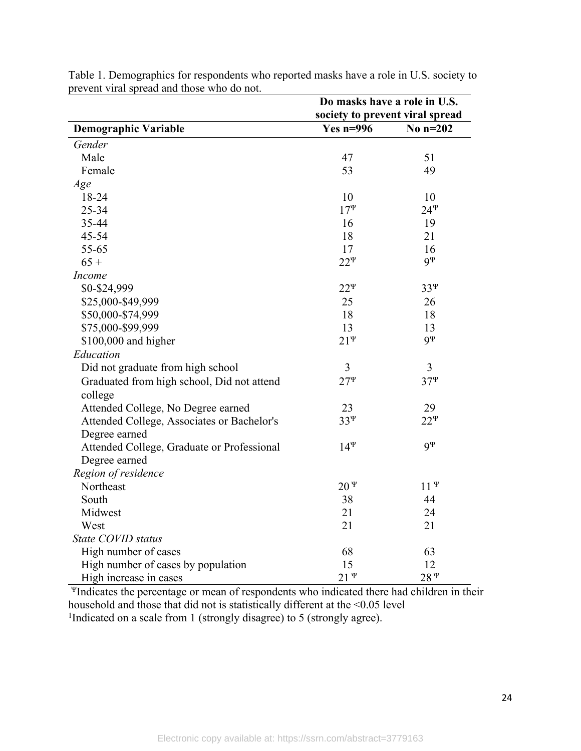Table 1. Demographics for respondents who reported masks have a role in U.S. society to prevent viral spread and those who do not.

| | Do masks have a role in U.S. society to prevent viral spread | |
|---|---|---|
| **Demographic Variable** | **Yes n=996** | **No n=202** |
| *Gender* | | |
| Male | 47 | 51 |
| Female | 53 | 49 |
| *Age* | | |
| 18-24 | 10 | 10 |
| 25-34 | 17$^{\Psi}$ | 24$^{\Psi}$ |
| 35-44 | 16 | 19 |
| 45-54 | 18 | 21 |
| 55-65 | 17 | 16 |
| 65 + | 22$^{\Psi}$ | 9$^{\Psi}$ |
| *Income* | | |
| $0-$24,999 | 22$^{\Psi}$ | 33$^{\Psi}$ |
| $25,000-$49,999 | 25 | 26 |
| $50,000-$74,999 | 18 | 18 |
| $75,000-$99,999 | 13 | 13 |
| $100,000 and higher | 21$^{\Psi}$ | 9$^{\Psi}$ |
| *Education* | | |
| Did not graduate from high school | 3 | 3 |
| Graduated from high school, Did not attend college | 27$^{\Psi}$ | 37$^{\Psi}$ |
| Attended College, No Degree earned | 23 | 29 |
| Attended College, Associates or Bachelor's Degree earned | 33$^{\Psi}$ | 22$^{\Psi}$ |
| Attended College, Graduate or Professional Degree earned | 14$^{\Psi}$ | 9$^{\Psi}$ |
| *Region of residence* | | |
| Northeast | 20$^{\Psi}$ | 11$^{\Psi}$ |
| South | 38 | 44 |
| Midwest | 21 | 24 |
| West | 21 | 21 |
| *State COVID status* | | |
| High number of cases | 68 | 63 |
| High number of cases by population | 15 | 12 |
| High increase in cases | 21$^{\Psi}$ | 28$^{\Psi}$ |

$^{\Psi}$Indicates the percentage or mean of respondents who indicated there had children in their household and those that did not is statistically different at the <0.05 level
[1]Indicated on a scale from 1 (strongly disagree) to 5 (strongly agree).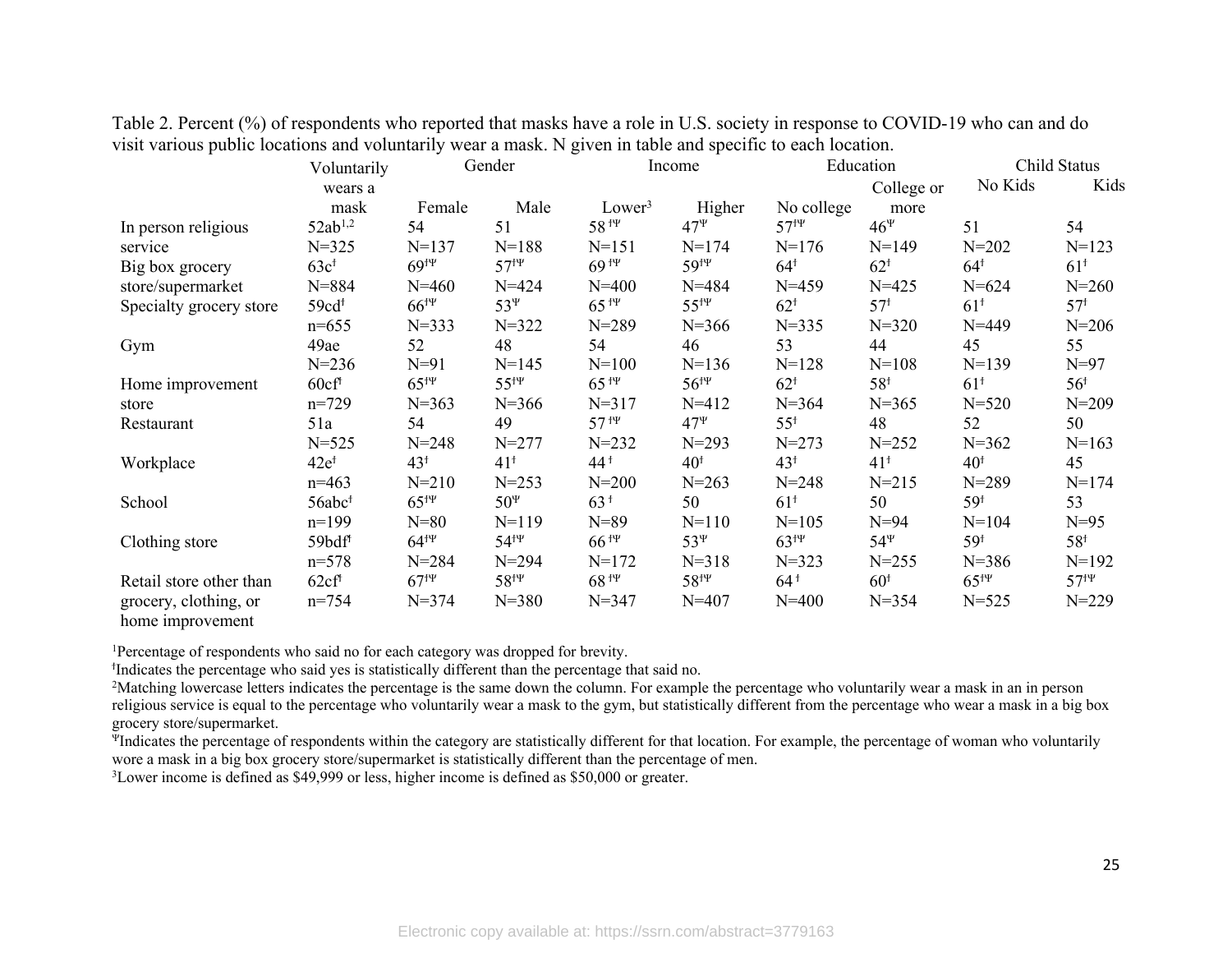Table 2. Percent (%) of respondents who reported that masks have a role in U.S. society in response to COVID-19 who can and do visit various public locations and voluntarily wear a mask. N given in table and specific to each location.

| | Voluntarily wears a mask | Gender | | Income | | Education | | Child Status | |
|---|---|---|---|---|---|---|---|---|---|
| | | Female | Male | Lower[3] | Higher | No college | College or more | No Kids | Kids |
| In person religious service | 52ab[1,2] N=325 | 54 N=137 | 51 N=188 | 58 ƗΨ N=151 | 47Ψ N=174 | 57ƗΨ N=176 | 46Ψ N=149 | 51 N=202 | 54 N=123 |
| Big box grocery store/supermarket | 63cƗ N=884 | 69ƗΨ N=460 | 57ƗΨ N=424 | 69 ƗΨ N=400 | 59ƗΨ N=484 | 64Ɨ N=459 | 62Ɨ N=425 | 64Ɨ N=624 | 61Ɨ N=260 |
| Specialty grocery store | 59cdƗ n=655 | 66ƗΨ N=333 | 53Ψ N=322 | 65 ƗΨ N=289 | 55ƗΨ N=366 | 62Ɨ N=335 | 57Ɨ N=320 | 61Ɨ N=449 | 57Ɨ N=206 |
| Gym | 49ae N=236 | 52 N=91 | 48 N=145 | 54 N=100 | 46 N=136 | 53 N=128 | 44 N=108 | 45 N=139 | 55 N=97 |
| Home improvement store | 60cfƗ n=729 | 65ƗΨ N=363 | 55ƗΨ N=366 | 65 ƗΨ N=317 | 56ƗΨ N=412 | 62Ɨ N=364 | 58Ɨ N=365 | 61Ɨ N=520 | 56Ɨ N=209 |
| Restaurant | 51a N=525 | 54 N=248 | 49 N=277 | 57 ƗΨ N=232 | 47Ψ N=293 | 55Ɨ N=273 | 48 N=252 | 52 N=362 | 50 N=163 |
| Workplace | 42eƗ n=463 | 43Ɨ N=210 | 41Ɨ N=253 | 44 Ɨ N=200 | 40Ɨ N=263 | 43Ɨ N=248 | 41Ɨ N=215 | 40Ɨ N=289 | 45 N=174 |
| School | 56abcƗ n=199 | 65ƗΨ N=80 | 50Ψ N=119 | 63 Ɨ N=89 | 50 N=110 | 61Ɨ N=105 | 50 N=94 | 59Ɨ N=104 | 53 N=95 |
| Clothing store | 59bdfƗ n=578 | 64ƗΨ N=284 | 54ƗΨ N=294 | 66 ƗΨ N=172 | 53Ψ N=318 | 63ƗΨ N=323 | 54Ψ N=255 | 59Ɨ N=386 | 58Ɨ N=192 |
| Retail store other than grocery, clothing, or home improvement | 62cfƗ n=754 | 67ƗΨ N=374 | 58ƗΨ N=380 | 68 ƗΨ N=347 | 58ƗΨ N=407 | 64 Ɨ N=400 | 60Ɨ N=354 | 65ƗΨ N=525 | 57ƗΨ N=229 |

[1]Percentage of respondents who said no for each category was dropped for brevity.
ƗIndicates the percentage who said yes is statistically different than the percentage that said no.
[2]Matching lowercase letters indicates the percentage is the same down the column. For example the percentage who voluntarily wear a mask in an in person religious service is equal to the percentage who voluntarily wear a mask to the gym, but statistically different from the percentage who wear a mask in a big box grocery store/supermarket.
ΨIndicates the percentage of respondents within the category are statistically different for that location. For example, the percentage of woman who voluntarily wore a mask in a big box grocery store/supermarket is statistically different than the percentage of men.
[3]Lower income is defined as $49,999 or less, higher income is defined as $50,000 or greater.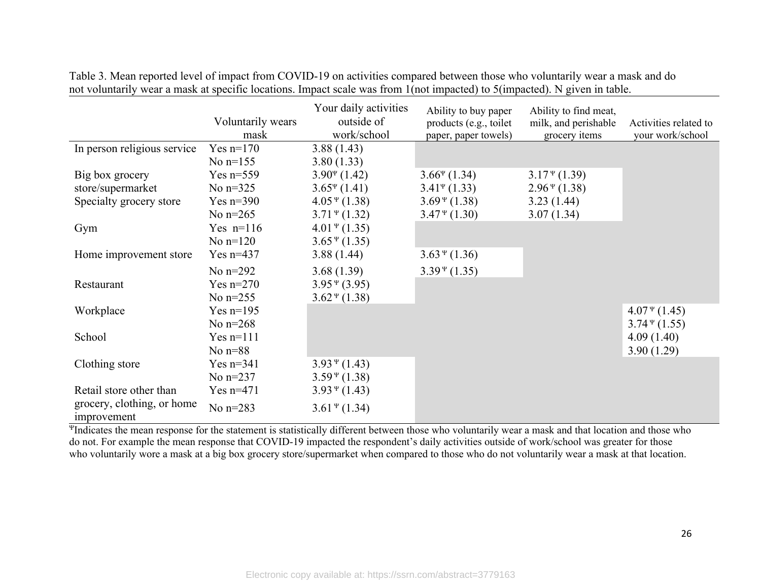Table 3. Mean reported level of impact from COVID-19 on activities compared between those who voluntarily wear a mask and do not voluntarily wear a mask at specific locations. Impact scale was from 1(not impacted) to 5(impacted). N given in table.

| | Voluntarily wears mask | Your daily activities outside of work/school | Ability to buy paper products (e.g., toilet paper, paper towels) | Ability to find meat, milk, and perishable grocery items | Activities related to your work/school |
|---|---|---|---|---|---|
| In person religious service | Yes n=170 | 3.88 (1.43) | | | |
| | No n=155 | 3.80 (1.33) | | | |
| Big box grocery store/supermarket | Yes n=559 | 3.90Ψ (1.42) | 3.66Ψ (1.34) | 3.17 Ψ (1.39) | |
| | No n=325 | 3.65Ψ (1.41) | 3.41Ψ (1.33) | 2.96 Ψ (1.38) | |
| Specialty grocery store | Yes n=390 | 4.05 Ψ (1.38) | 3.69 Ψ (1.38) | 3.23 (1.44) | |
| | No n=265 | 3.71 Ψ (1.32) | 3.47 Ψ (1.30) | 3.07 (1.34) | |
| Gym | Yes n=116 | 4.01 Ψ (1.35) | | | |
| | No n=120 | 3.65 Ψ (1.35) | | | |
| Home improvement store | Yes n=437 | 3.88 (1.44) | 3.63 Ψ (1.36) | | |
| | No n=292 | 3.68 (1.39) | 3.39 Ψ (1.35) | | |
| Restaurant | Yes n=270 | 3.95 Ψ (3.95) | | | |
| | No n=255 | 3.62 Ψ (1.38) | | | |
| Workplace | Yes n=195 | | | | 4.07 Ψ (1.45) |
| | No n=268 | | | | 3.74 Ψ (1.55) |
| School | Yes n=111 | | | | 4.09 (1.40) |
| | No n=88 | | | | 3.90 (1.29) |
| Clothing store | Yes n=341 | 3.93 Ψ (1.43) | | | |
| | No n=237 | 3.59 Ψ (1.38) | | | |
| Retail store other than grocery, clothing, or home improvement | Yes n=471 | 3.93 Ψ (1.43) | | | |
| | No n=283 | 3.61 Ψ (1.34) | | | |

ΨIndicates the mean response for the statement is statistically different between those who voluntarily wear a mask and that location and those who do not. For example the mean response that COVID-19 impacted the respondent's daily activities outside of work/school was greater for those who voluntarily wore a mask at a big box grocery store/supermarket when compared to those who do not voluntarily wear a mask at that location.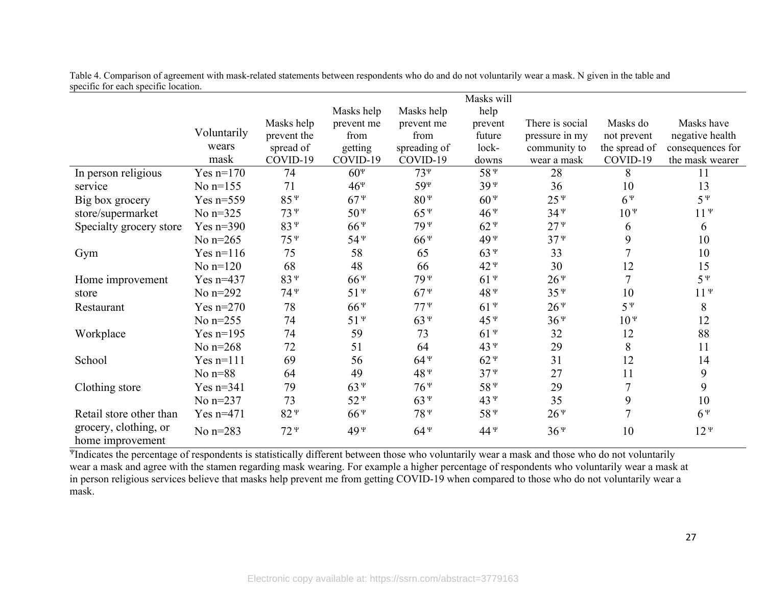Table 4. Comparison of agreement with mask-related statements between respondents who do and do not voluntarily wear a mask. N given in the table and specific for each specific location.

| | Voluntarily wears mask | Masks help prevent the spread of COVID-19 | Masks help prevent me from getting COVID-19 | Masks help prevent me from spreading of COVID-19 | Masks will help prevent future lock-downs | There is social pressure in my community to wear a mask | Masks do not prevent the spread of COVID-19 | Masks have negative health consequences for the mask wearer |
|---|---|---|---|---|---|---|---|---|
| In person religious service | Yes n=170 | 74 | 60 $^{\Psi}$ | 73 $^{\Psi}$ | 58 $^{\Psi}$ | 28 | 8 | 11 |
| | No n=155 | 71 | 46 $^{\Psi}$ | 59 $^{\Psi}$ | 39 $^{\Psi}$ | 36 | 10 | 13 |
| Big box grocery store/supermarket | Yes n=559 | 85 $^{\Psi}$ | 67 $^{\Psi}$ | 80 $^{\Psi}$ | 60 $^{\Psi}$ | 25 $^{\Psi}$ | 6 $^{\Psi}$ | 5 $^{\Psi}$ |
| | No n=325 | 73 $^{\Psi}$ | 50 $^{\Psi}$ | 65 $^{\Psi}$ | 46 $^{\Psi}$ | 34 $^{\Psi}$ | 10 $^{\Psi}$ | 11 $^{\Psi}$ |
| Specialty grocery store | Yes n=390 | 83 $^{\Psi}$ | 66 $^{\Psi}$ | 79 $^{\Psi}$ | 62 $^{\Psi}$ | 27 $^{\Psi}$ | 6 | 6 |
| | No n=265 | 75 $^{\Psi}$ | 54 $^{\Psi}$ | 66 $^{\Psi}$ | 49 $^{\Psi}$ | 37 $^{\Psi}$ | 9 | 10 |
| Gym | Yes n=116 | 75 | 58 | 65 | 63 $^{\Psi}$ | 33 | 7 | 10 |
| | No n=120 | 68 | 48 | 66 | 42 $^{\Psi}$ | 30 | 12 | 15 |
| Home improvement store | Yes n=437 | 83 $^{\Psi}$ | 66 $^{\Psi}$ | 79 $^{\Psi}$ | 61 $^{\Psi}$ | 26 $^{\Psi}$ | 7 | 5 $^{\Psi}$ |
| | No n=292 | 74 $^{\Psi}$ | 51 $^{\Psi}$ | 67 $^{\Psi}$ | 48 $^{\Psi}$ | 35 $^{\Psi}$ | 10 | 11 $^{\Psi}$ |
| Restaurant | Yes n=270 | 78 | 66 $^{\Psi}$ | 77 $^{\Psi}$ | 61 $^{\Psi}$ | 26 $^{\Psi}$ | 5 $^{\Psi}$ | 8 |
| | No n=255 | 74 | 51 $^{\Psi}$ | 63 $^{\Psi}$ | 45 $^{\Psi}$ | 36 $^{\Psi}$ | 10 $^{\Psi}$ | 12 |
| Workplace | Yes n=195 | 74 | 59 | 73 | 61 $^{\Psi}$ | 32 | 12 | 88 |
| | No n=268 | 72 | 51 | 64 | 43 $^{\Psi}$ | 29 | 8 | 11 |
| School | Yes n=111 | 69 | 56 | 64 $^{\Psi}$ | 62 $^{\Psi}$ | 31 | 12 | 14 |
| | No n=88 | 64 | 49 | 48 $^{\Psi}$ | 37 $^{\Psi}$ | 27 | 11 | 9 |
| Clothing store | Yes n=341 | 79 | 63 $^{\Psi}$ | 76 $^{\Psi}$ | 58 $^{\Psi}$ | 29 | 7 | 9 |
| | No n=237 | 73 | 52 $^{\Psi}$ | 63 $^{\Psi}$ | 43 $^{\Psi}$ | 35 | 9 | 10 |
| Retail store other than grocery, clothing, or home improvement | Yes n=471 | 82 $^{\Psi}$ | 66 $^{\Psi}$ | 78 $^{\Psi}$ | 58 $^{\Psi}$ | 26 $^{\Psi}$ | 7 | 6 $^{\Psi}$ |
| | No n=283 | 72 $^{\Psi}$ | 49 $^{\Psi}$ | 64 $^{\Psi}$ | 44 $^{\Psi}$ | 36 $^{\Psi}$ | 10 | 12 $^{\Psi}$ |

$^{\Psi}$Indicates the percentage of respondents is statistically different between those who voluntarily wear a mask and those who do not voluntarily wear a mask and agree with the stamen regarding mask wearing. For example a higher percentage of respondents who voluntarily wear a mask at in person religious services believe that masks help prevent me from getting COVID-19 when compared to those who do not voluntarily wear a mask.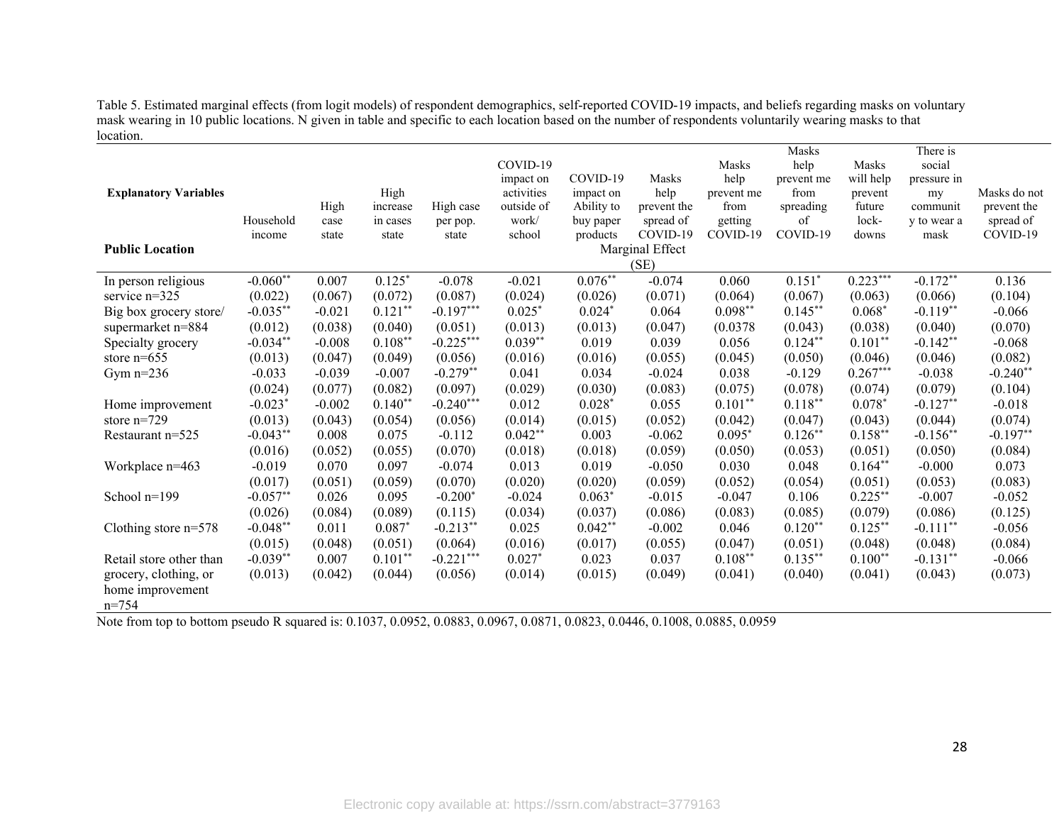Table 5. Estimated marginal effects (from logit models) of respondent demographics, self-reported COVID-19 impacts, and beliefs regarding masks on voluntary mask wearing in 10 public locations. N given in table and specific to each location based on the number of respondents voluntarily wearing masks to that location.

| **Explanatory Variables** / **Public Location** | Household income | High case state | High increase in cases state | High case per pop. state | COVID-19 impact on activities outside of work/ school | COVID-19 impact on Ability to buy paper products | Masks help prevent the spread of COVID-19 | Masks help prevent me from getting COVID-19 | Masks help prevent me from spreading of COVID-19 | Masks will help prevent future lock-downs | There is social pressure in my community to wear a mask | Masks do not prevent the spread of COVID-19 |
|---|---|---|---|---|---|---|---|---|---|---|---|---|
| | | | | | | Marginal Effect (SE) | | | | | | |
| In person religious service n=325 | -0.060** | 0.007 | 0.125* | -0.078 | -0.021 | 0.076** | -0.074 | 0.060 | 0.151* | 0.223*** | -0.172** | 0.136 |
| | (0.022) | (0.067) | (0.072) | (0.087) | (0.024) | (0.026) | (0.071) | (0.064) | (0.067) | (0.063) | (0.066) | (0.104) |
| Big box grocery store/ supermarket n=884 | -0.035** | -0.021 | 0.121** | -0.197*** | 0.025* | 0.024* | 0.064 | 0.098** | 0.145** | 0.068* | -0.119** | -0.066 |
| | (0.012) | (0.038) | (0.040) | (0.051) | (0.013) | (0.013) | (0.047) | (0.0378 | (0.043) | (0.038) | (0.040) | (0.070) |
| Specialty grocery store n=655 | -0.034** | -0.008 | 0.108** | -0.225*** | 0.039** | 0.019 | 0.039 | 0.056 | 0.124** | 0.101** | -0.142** | -0.068 |
| | (0.013) | (0.047) | (0.049) | (0.056) | (0.016) | (0.016) | (0.055) | (0.045) | (0.050) | (0.046) | (0.046) | (0.082) |
| Gym n=236 | -0.033 | -0.039 | -0.007 | -0.279** | 0.041 | 0.034 | -0.024 | 0.038 | -0.129 | 0.267*** | -0.038 | -0.240** |
| | (0.024) | (0.077) | (0.082) | (0.097) | (0.029) | (0.030) | (0.083) | (0.075) | (0.078) | (0.074) | (0.079) | (0.104) |
| Home improvement store n=729 | -0.023* | -0.002 | 0.140** | -0.240*** | 0.012 | 0.028* | 0.055 | 0.101** | 0.118** | 0.078* | -0.127** | -0.018 |
| | (0.013) | (0.043) | (0.054) | (0.056) | (0.014) | (0.015) | (0.052) | (0.042) | (0.047) | (0.043) | (0.044) | (0.074) |
| Restaurant n=525 | -0.043** | 0.008 | 0.075 | -0.112 | 0.042** | 0.003 | -0.062 | 0.095* | 0.126** | 0.158** | -0.156** | -0.197** |
| | (0.016) | (0.052) | (0.055) | (0.070) | (0.018) | (0.018) | (0.059) | (0.050) | (0.053) | (0.051) | (0.050) | (0.084) |
| Workplace n=463 | -0.019 | 0.070 | 0.097 | -0.074 | 0.013 | 0.019 | -0.050 | 0.030 | 0.048 | 0.164** | -0.000 | 0.073 |
| | (0.017) | (0.051) | (0.059) | (0.070) | (0.020) | (0.020) | (0.059) | (0.052) | (0.054) | (0.051) | (0.053) | (0.083) |
| School n=199 | -0.057** | 0.026 | 0.095 | -0.200* | -0.024 | 0.063* | -0.015 | -0.047 | 0.106 | 0.225** | -0.007 | -0.052 |
| | (0.026) | (0.084) | (0.089) | (0.115) | (0.034) | (0.037) | (0.086) | (0.083) | (0.085) | (0.079) | (0.086) | (0.125) |
| Clothing store n=578 | -0.048** | 0.011 | 0.087* | -0.213** | 0.025 | 0.042** | -0.002 | 0.046 | 0.120** | 0.125** | -0.111** | -0.056 |
| | (0.015) | (0.048) | (0.051) | (0.064) | (0.016) | (0.017) | (0.055) | (0.047) | (0.051) | (0.048) | (0.048) | (0.084) |
| Retail store other than grocery, clothing, or home improvement n=754 | -0.039** | 0.007 | 0.101** | -0.221*** | 0.027* | 0.023 | 0.037 | 0.108** | 0.135** | 0.100** | -0.131** | -0.066 |
| | (0.013) | (0.042) | (0.044) | (0.056) | (0.014) | (0.015) | (0.049) | (0.041) | (0.040) | (0.041) | (0.043) | (0.073) |

Note from top to bottom pseudo R squared is: 0.1037, 0.0952, 0.0883, 0.0967, 0.0871, 0.0823, 0.0446, 0.1008, 0.0885, 0.0959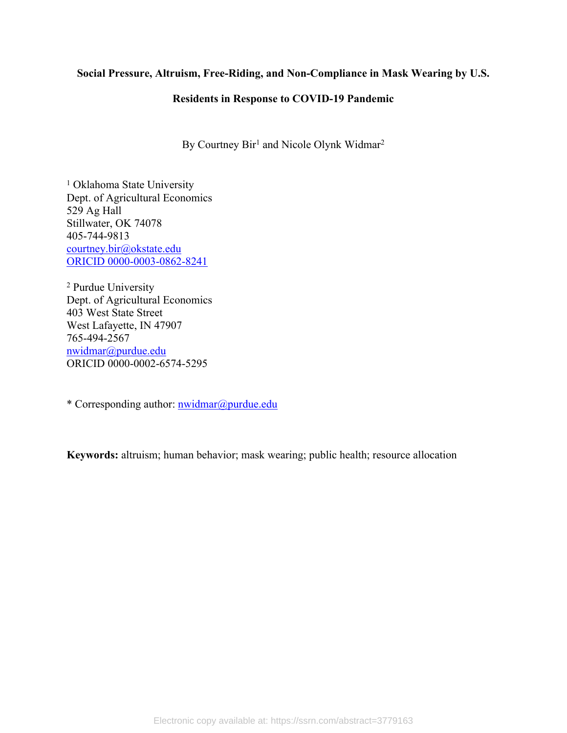**Social Pressure, Altruism, Free-Riding, and Non-Compliance in Mask Wearing by U.S. Residents in Response to COVID-19 Pandemic**

By Courtney Bir[1] and Nicole Olynk Widmar[2]

[1] Oklahoma State University
Dept. of Agricultural Economics
529 Ag Hall
Stillwater, OK 74078
405-744-9813
courtney.bir@okstate.edu
ORICID 0000-0003-0862-8241

[2] Purdue University
Dept. of Agricultural Economics
403 West State Street
West Lafayette, IN 47907
765-494-2567
nwidmar@purdue.edu
ORICID 0000-0002-6574-5295

* Corresponding author: nwidmar@purdue.edu

**Keywords:** altruism; human behavior; mask wearing; public health; resource allocation